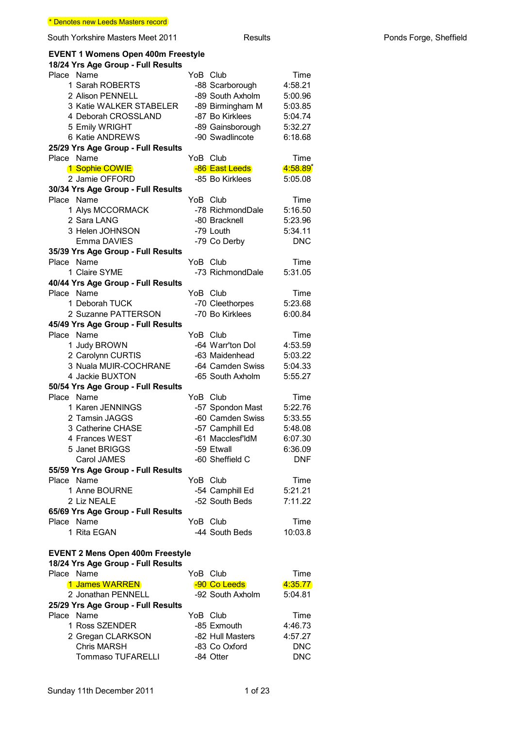\* Denotes new Leeds Masters record

South Yorkshire Masters Meet 2011 — Results — Ponds Forge, Sheffield

## EVENT 1 Womens Open 400m Freestyle

### 18/24 Yrs Age Group - Full Results

| Place | Name | YoB | Club | Time |
|---|---|---|---|---|
| 1 | Sarah ROBERTS | -88 | Scarborough | 4:58.21 |
| 2 | Alison PENNELL | -89 | South Axholm | 5:00.96 |
| 3 | Katie WALKER STABELER | -89 | Birmingham M | 5:03.85 |
| 4 | Deborah CROSSLAND | -87 | Bo Kirklees | 5:04.74 |
| 5 | Emily WRIGHT | -89 | Gainsborough | 5:32.27 |
| 6 | Katie ANDREWS | -90 | Swadlincote | 6:18.68 |

### 25/29 Yrs Age Group - Full Results

| Place | Name | YoB | Club | Time |
|---|---|---|---|---|
| 1 | Sophie COWIE | -86 | East Leeds | 4:58.89* |
| 2 | Jamie OFFORD | -85 | Bo Kirklees | 5:05.08 |

### 30/34 Yrs Age Group - Full Results

| Place | Name | YoB | Club | Time |
|---|---|---|---|---|
| 1 | Alys MCCORMACK | -78 | RichmondDale | 5:16.50 |
| 2 | Sara LANG | -80 | Bracknell | 5:23.96 |
| 3 | Helen JOHNSON | -79 | Louth | 5:34.11 |
| | Emma DAVIES | -79 | Co Derby | DNC |

### 35/39 Yrs Age Group - Full Results

| Place | Name | YoB | Club | Time |
|---|---|---|---|---|
| 1 | Claire SYME | -73 | RichmondDale | 5:31.05 |

### 40/44 Yrs Age Group - Full Results

| Place | Name | YoB | Club | Time |
|---|---|---|---|---|
| 1 | Deborah TUCK | -70 | Cleethorpes | 5:23.68 |
| 2 | Suzanne PATTERSON | -70 | Bo Kirklees | 6:00.84 |

### 45/49 Yrs Age Group - Full Results

| Place | Name | YoB | Club | Time |
|---|---|---|---|---|
| 1 | Judy BROWN | -64 | Warr'ton Dol | 4:53.59 |
| 2 | Carolynn CURTIS | -63 | Maidenhead | 5:03.22 |
| 3 | Nuala MUIR-COCHRANE | -64 | Camden Swiss | 5:04.33 |
| 4 | Jackie BUXTON | -65 | South Axholm | 5:55.27 |

### 50/54 Yrs Age Group - Full Results

| Place | Name | YoB | Club | Time |
|---|---|---|---|---|
| 1 | Karen JENNINGS | -57 | Spondon Mast | 5:22.76 |
| 2 | Tamsin JAGGS | -60 | Camden Swiss | 5:33.55 |
| 3 | Catherine CHASE | -57 | Camphill Ed | 5:48.08 |
| 4 | Frances WEST | -61 | Macclesf'ldM | 6:07.30 |
| 5 | Janet BRIGGS | -59 | Etwall | 6:36.09 |
| | Carol JAMES | -60 | Sheffield C | DNF |

### 55/59 Yrs Age Group - Full Results

| Place | Name | YoB | Club | Time |
|---|---|---|---|---|
| 1 | Anne BOURNE | -54 | Camphill Ed | 5:21.21 |
| 2 | Liz NEALE | -52 | South Beds | 7:11.22 |

### 65/69 Yrs Age Group - Full Results

| Place | Name | YoB | Club | Time |
|---|---|---|---|---|
| 1 | Rita EGAN | -44 | South Beds | 10:03.8 |

## EVENT 2 Mens Open 400m Freestyle

### 18/24 Yrs Age Group - Full Results

| Place | Name | YoB | Club | Time |
|---|---|---|---|---|
| 1 | James WARREN | -90 | Co Leeds | 4:35.77 |
| 2 | Jonathan PENNELL | -92 | South Axholm | 5:04.81 |

### 25/29 Yrs Age Group - Full Results

| Place | Name | YoB | Club | Time |
|---|---|---|---|---|
| 1 | Ross SZENDER | -85 | Exmouth | 4:46.73 |
| 2 | Gregan CLARKSON | -82 | Hull Masters | 4:57.27 |
| | Chris MARSH | -83 | Co Oxford | DNC |
| | Tommaso TUFARELLI | -84 | Otter | DNC |

Sunday 11th December 2011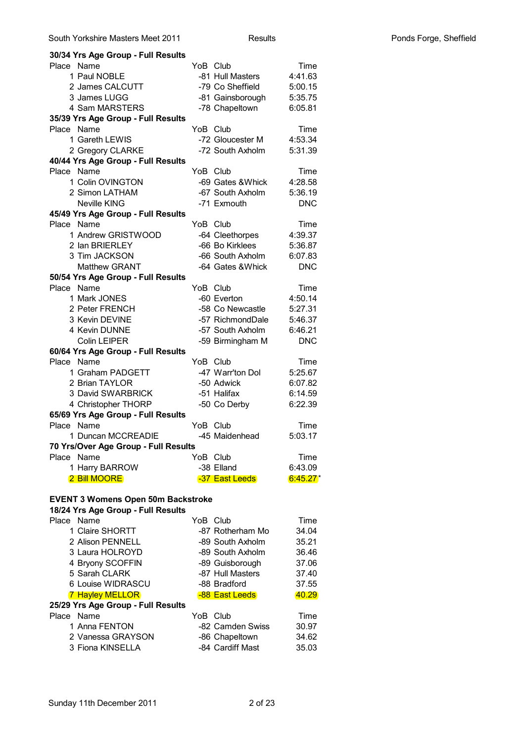**30/34 Yrs Age Group - Full Results**

| Place | Name | YoB | Club | Time |
|---|---|---|---|---|
| 1 | Paul NOBLE | -81 | Hull Masters | 4:41.63 |
| 2 | James CALCUTT | -79 | Co Sheffield | 5:00.15 |
| 3 | James LUGG | -81 | Gainsborough | 5:35.75 |
| 4 | Sam MARSTERS | -78 | Chapeltown | 6:05.81 |

**35/39 Yrs Age Group - Full Results**

| Place | Name | YoB | Club | Time |
|---|---|---|---|---|
| 1 | Gareth LEWIS | -72 | Gloucester M | 4:53.34 |
| 2 | Gregory CLARKE | -72 | South Axholm | 5:31.39 |

**40/44 Yrs Age Group - Full Results**

| Place | Name | YoB | Club | Time |
|---|---|---|---|---|
| 1 | Colin OVINGTON | -69 | Gates &Whick | 4:28.58 |
| 2 | Simon LATHAM | -67 | South Axholm | 5:36.19 |
| | Neville KING | -71 | Exmouth | DNC |

**45/49 Yrs Age Group - Full Results**

| Place | Name | YoB | Club | Time |
|---|---|---|---|---|
| 1 | Andrew GRISTWOOD | -64 | Cleethorpes | 4:39.37 |
| 2 | Ian BRIERLEY | -66 | Bo Kirklees | 5:36.87 |
| 3 | Tim JACKSON | -66 | South Axholm | 6:07.83 |
| | Matthew GRANT | -64 | Gates &Whick | DNC |

**50/54 Yrs Age Group - Full Results**

| Place | Name | YoB | Club | Time |
|---|---|---|---|---|
| 1 | Mark JONES | -60 | Everton | 4:50.14 |
| 2 | Peter FRENCH | -58 | Co Newcastle | 5:27.31 |
| 3 | Kevin DEVINE | -57 | RichmondDale | 5:46.37 |
| 4 | Kevin DUNNE | -57 | South Axholm | 6:46.21 |
| | Colin LEIPER | -59 | Birmingham M | DNC |

**60/64 Yrs Age Group - Full Results**

| Place | Name | YoB | Club | Time |
|---|---|---|---|---|
| 1 | Graham PADGETT | -47 | Warr'ton Dol | 5:25.67 |
| 2 | Brian TAYLOR | -50 | Adwick | 6:07.82 |
| 3 | David SWARBRICK | -51 | Halifax | 6:14.59 |
| 4 | Christopher THORP | -50 | Co Derby | 6:22.39 |

**65/69 Yrs Age Group - Full Results**

| Place | Name | YoB | Club | Time |
|---|---|---|---|---|
| 1 | Duncan MCCREADIE | -45 | Maidenhead | 5:03.17 |

**70 Yrs/Over Age Group - Full Results**

| Place | Name | YoB | Club | Time |
|---|---|---|---|---|
| 1 | Harry BARROW | -38 | Elland | 6:43.09 |
| 2 | Bill MOORE | -37 | East Leeds | 6:45.27 * |

## EVENT 3 Womens Open 50m Backstroke

**18/24 Yrs Age Group - Full Results**

| Place | Name | YoB | Club | Time |
|---|---|---|---|---|
| 1 | Claire SHORTT | -87 | Rotherham Mo | 34.04 |
| 2 | Alison PENNELL | -89 | South Axholm | 35.21 |
| 3 | Laura HOLROYD | -89 | South Axholm | 36.46 |
| 4 | Bryony SCOFFIN | -89 | Guisborough | 37.06 |
| 5 | Sarah CLARK | -87 | Hull Masters | 37.40 |
| 6 | Louise WIDRASCU | -88 | Bradford | 37.55 |
| 7 | Hayley MELLOR | -88 | East Leeds | 40.29 |

**25/29 Yrs Age Group - Full Results**

| Place | Name | YoB | Club | Time |
|---|---|---|---|---|
| 1 | Anna FENTON | -82 | Camden Swiss | 30.97 |
| 2 | Vanessa GRAYSON | -86 | Chapeltown | 34.62 |
| 3 | Fiona KINSELLA | -84 | Cardiff Mast | 35.03 |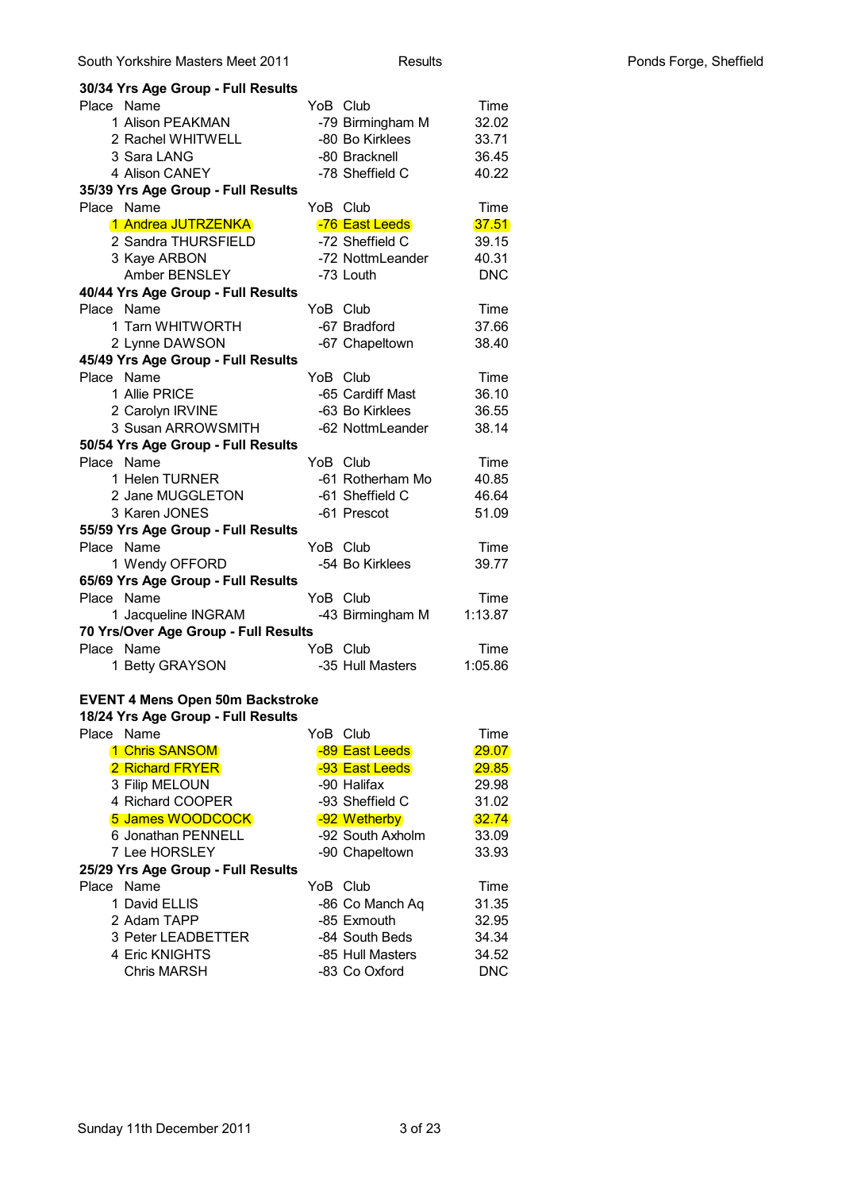### 30/34 Yrs Age Group - Full Results

| Place | Name | YoB | Club | Time |
|---|---|---|---|---|
| 1 | Alison PEAKMAN | -79 | Birmingham M | 32.02 |
| 2 | Rachel WHITWELL | -80 | Bo Kirklees | 33.71 |
| 3 | Sara LANG | -80 | Bracknell | 36.45 |
| 4 | Alison CANEY | -78 | Sheffield C | 40.22 |

### 35/39 Yrs Age Group - Full Results

| Place | Name | YoB | Club | Time |
|---|---|---|---|---|
| 1 | Andrea JUTRZENKA | -76 | East Leeds | 37.51 |
| 2 | Sandra THURSFIELD | -72 | Sheffield C | 39.15 |
| 3 | Kaye ARBON | -72 | NottmLeander | 40.31 |
|  | Amber BENSLEY | -73 | Louth | DNC |

### 40/44 Yrs Age Group - Full Results

| Place | Name | YoB | Club | Time |
|---|---|---|---|---|
| 1 | Tarn WHITWORTH | -67 | Bradford | 37.66 |
| 2 | Lynne DAWSON | -67 | Chapeltown | 38.40 |

### 45/49 Yrs Age Group - Full Results

| Place | Name | YoB | Club | Time |
|---|---|---|---|---|
| 1 | Allie PRICE | -65 | Cardiff Mast | 36.10 |
| 2 | Carolyn IRVINE | -63 | Bo Kirklees | 36.55 |
| 3 | Susan ARROWSMITH | -62 | NottmLeander | 38.14 |

### 50/54 Yrs Age Group - Full Results

| Place | Name | YoB | Club | Time |
|---|---|---|---|---|
| 1 | Helen TURNER | -61 | Rotherham Mo | 40.85 |
| 2 | Jane MUGGLETON | -61 | Sheffield C | 46.64 |
| 3 | Karen JONES | -61 | Prescot | 51.09 |

### 55/59 Yrs Age Group - Full Results

| Place | Name | YoB | Club | Time |
|---|---|---|---|---|
| 1 | Wendy OFFORD | -54 | Bo Kirklees | 39.77 |

### 65/69 Yrs Age Group - Full Results

| Place | Name | YoB | Club | Time |
|---|---|---|---|---|
| 1 | Jacqueline INGRAM | -43 | Birmingham M | 1:13.87 |

### 70 Yrs/Over Age Group - Full Results

| Place | Name | YoB | Club | Time |
|---|---|---|---|---|
| 1 | Betty GRAYSON | -35 | Hull Masters | 1:05.86 |

## EVENT 4 Mens Open 50m Backstroke

### 18/24 Yrs Age Group - Full Results

| Place | Name | YoB | Club | Time |
|---|---|---|---|---|
| 1 | Chris SANSOM | -89 | East Leeds | 29.07 |
| 2 | Richard FRYER | -93 | East Leeds | 29.85 |
| 3 | Filip MELOUN | -90 | Halifax | 29.98 |
| 4 | Richard COOPER | -93 | Sheffield C | 31.02 |
| 5 | James WOODCOCK | -92 | Wetherby | 32.74 |
| 6 | Jonathan PENNELL | -92 | South Axholm | 33.09 |
| 7 | Lee HORSLEY | -90 | Chapeltown | 33.93 |

### 25/29 Yrs Age Group - Full Results

| Place | Name | YoB | Club | Time |
|---|---|---|---|---|
| 1 | David ELLIS | -86 | Co Manch Aq | 31.35 |
| 2 | Adam TAPP | -85 | Exmouth | 32.95 |
| 3 | Peter LEADBETTER | -84 | South Beds | 34.34 |
| 4 | Eric KNIGHTS | -85 | Hull Masters | 34.52 |
|  | Chris MARSH | -83 | Co Oxford | DNC |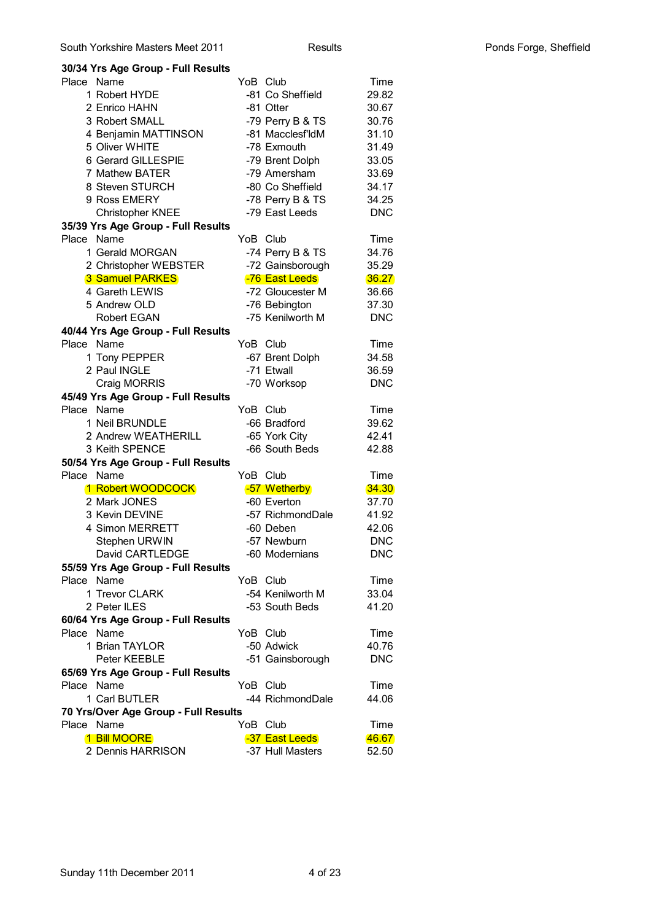**30/34 Yrs Age Group - Full Results**

| Place | Name | YoB | Club | Time |
|---|---|---|---|---|
| 1 | Robert HYDE | -81 | Co Sheffield | 29.82 |
| 2 | Enrico HAHN | -81 | Otter | 30.67 |
| 3 | Robert SMALL | -79 | Perry B & TS | 30.76 |
| 4 | Benjamin MATTINSON | -81 | Macclesf'ldM | 31.10 |
| 5 | Oliver WHITE | -78 | Exmouth | 31.49 |
| 6 | Gerard GILLESPIE | -79 | Brent Dolph | 33.05 |
| 7 | Mathew BATER | -79 | Amersham | 33.69 |
| 8 | Steven STURCH | -80 | Co Sheffield | 34.17 |
| 9 | Ross EMERY | -78 | Perry B & TS | 34.25 |
| | Christopher KNEE | -79 | East Leeds | DNC |

**35/39 Yrs Age Group - Full Results**

| Place | Name | YoB | Club | Time |
|---|---|---|---|---|
| 1 | Gerald MORGAN | -74 | Perry B & TS | 34.76 |
| 2 | Christopher WEBSTER | -72 | Gainsborough | 35.29 |
| 3 | Samuel PARKES | -76 | East Leeds | 36.27 |
| 4 | Gareth LEWIS | -72 | Gloucester M | 36.66 |
| 5 | Andrew OLD | -76 | Bebington | 37.30 |
| | Robert EGAN | -75 | Kenilworth M | DNC |

**40/44 Yrs Age Group - Full Results**

| Place | Name | YoB | Club | Time |
|---|---|---|---|---|
| 1 | Tony PEPPER | -67 | Brent Dolph | 34.58 |
| 2 | Paul INGLE | -71 | Etwall | 36.59 |
| | Craig MORRIS | -70 | Worksop | DNC |

**45/49 Yrs Age Group - Full Results**

| Place | Name | YoB | Club | Time |
|---|---|---|---|---|
| 1 | Neil BRUNDLE | -66 | Bradford | 39.62 |
| 2 | Andrew WEATHERILL | -65 | York City | 42.41 |
| 3 | Keith SPENCE | -66 | South Beds | 42.88 |

**50/54 Yrs Age Group - Full Results**

| Place | Name | YoB | Club | Time |
|---|---|---|---|---|
| 1 | Robert WOODCOCK | -57 | Wetherby | 34.30 |
| 2 | Mark JONES | -60 | Everton | 37.70 |
| 3 | Kevin DEVINE | -57 | RichmondDale | 41.92 |
| 4 | Simon MERRETT | -60 | Deben | 42.06 |
| | Stephen URWIN | -57 | Newburn | DNC |
| | David CARTLEDGE | -60 | Modernians | DNC |

**55/59 Yrs Age Group - Full Results**

| Place | Name | YoB | Club | Time |
|---|---|---|---|---|
| 1 | Trevor CLARK | -54 | Kenilworth M | 33.04 |
| 2 | Peter ILES | -53 | South Beds | 41.20 |

**60/64 Yrs Age Group - Full Results**

| Place | Name | YoB | Club | Time |
|---|---|---|---|---|
| 1 | Brian TAYLOR | -50 | Adwick | 40.76 |
| | Peter KEEBLE | -51 | Gainsborough | DNC |

**65/69 Yrs Age Group - Full Results**

| Place | Name | YoB | Club | Time |
|---|---|---|---|---|
| 1 | Carl BUTLER | -44 | RichmondDale | 44.06 |

**70 Yrs/Over Age Group - Full Results**

| Place | Name | YoB | Club | Time |
|---|---|---|---|---|
| 1 | Bill MOORE | -37 | East Leeds | 46.67 |
| 2 | Dennis HARRISON | -37 | Hull Masters | 52.50 |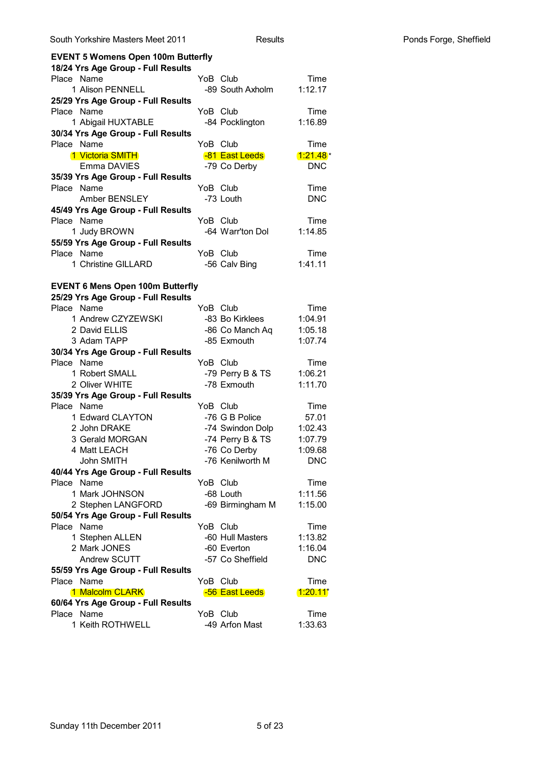**EVENT 5 Womens Open 100m Butterfly**

**18/24 Yrs Age Group - Full Results**

| Place | Name | YoB | Club | Time |
|---|---|---|---|---|
| 1 | Alison PENNELL | -89 | South Axholm | 1:12.17 |

**25/29 Yrs Age Group - Full Results**

| Place | Name | YoB | Club | Time |
|---|---|---|---|---|
| 1 | Abigail HUXTABLE | -84 | Pocklington | 1:16.89 |

**30/34 Yrs Age Group - Full Results**

| Place | Name | YoB | Club | Time |
|---|---|---|---|---|
| 1 | Victoria SMITH | -81 | East Leeds | 1:21.48 * |
| | Emma DAVIES | -79 | Co Derby | DNC |

**35/39 Yrs Age Group - Full Results**

| Place | Name | YoB | Club | Time |
|---|---|---|---|---|
| | Amber BENSLEY | -73 | Louth | DNC |

**45/49 Yrs Age Group - Full Results**

| Place | Name | YoB | Club | Time |
|---|---|---|---|---|
| 1 | Judy BROWN | -64 | Warr'ton Dol | 1:14.85 |

**55/59 Yrs Age Group - Full Results**

| Place | Name | YoB | Club | Time |
|---|---|---|---|---|
| 1 | Christine GILLARD | -56 | Calv Bing | 1:41.11 |

**EVENT 6 Mens Open 100m Butterfly**

**25/29 Yrs Age Group - Full Results**

| Place | Name | YoB | Club | Time |
|---|---|---|---|---|
| 1 | Andrew CZYZEWSKI | -83 | Bo Kirklees | 1:04.91 |
| 2 | David ELLIS | -86 | Co Manch Aq | 1:05.18 |
| 3 | Adam TAPP | -85 | Exmouth | 1:07.74 |

**30/34 Yrs Age Group - Full Results**

| Place | Name | YoB | Club | Time |
|---|---|---|---|---|
| 1 | Robert SMALL | -79 | Perry B & TS | 1:06.21 |
| 2 | Oliver WHITE | -78 | Exmouth | 1:11.70 |

**35/39 Yrs Age Group - Full Results**

| Place | Name | YoB | Club | Time |
|---|---|---|---|---|
| 1 | Edward CLAYTON | -76 | G B Police | 57.01 |
| 2 | John DRAKE | -74 | Swindon Dolp | 1:02.43 |
| 3 | Gerald MORGAN | -74 | Perry B & TS | 1:07.79 |
| 4 | Matt LEACH | -76 | Co Derby | 1:09.68 |
| | John SMITH | -76 | Kenilworth M | DNC |

**40/44 Yrs Age Group - Full Results**

| Place | Name | YoB | Club | Time |
|---|---|---|---|---|
| 1 | Mark JOHNSON | -68 | Louth | 1:11.56 |
| 2 | Stephen LANGFORD | -69 | Birmingham M | 1:15.00 |

**50/54 Yrs Age Group - Full Results**

| Place | Name | YoB | Club | Time |
|---|---|---|---|---|
| 1 | Stephen ALLEN | -60 | Hull Masters | 1:13.82 |
| 2 | Mark JONES | -60 | Everton | 1:16.04 |
| | Andrew SCUTT | -57 | Co Sheffield | DNC |

**55/59 Yrs Age Group - Full Results**

| Place | Name | YoB | Club | Time |
|---|---|---|---|---|
| 1 | Malcolm CLARK | -56 | East Leeds | 1:20.11* |

**60/64 Yrs Age Group - Full Results**

| Place | Name | YoB | Club | Time |
|---|---|---|---|---|
| 1 | Keith ROTHWELL | -49 | Arfon Mast | 1:33.63 |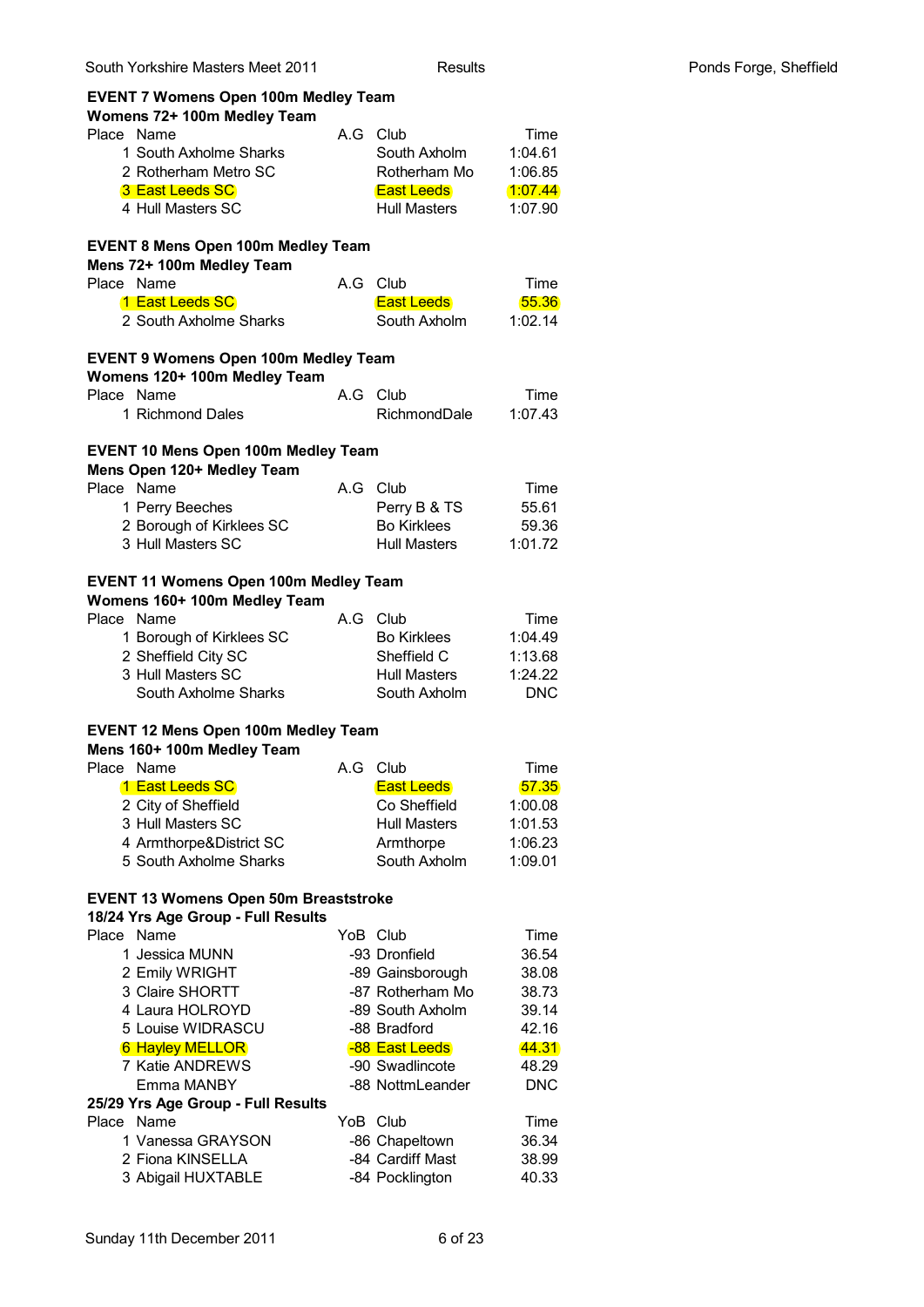## EVENT 7 Womens Open 100m Medley Team

### Womens 72+ 100m Medley Team

| Place | Name | A.G | Club | Time |
|---|---|---|---|---|
| 1 | South Axholme Sharks | | South Axholm | 1:04.61 |
| 2 | Rotherham Metro SC | | Rotherham Mo | 1:06.85 |
| 3 | East Leeds SC | | East Leeds | 1:07.44 |
| 4 | Hull Masters SC | | Hull Masters | 1:07.90 |

## EVENT 8 Mens Open 100m Medley Team

### Mens 72+ 100m Medley Team

| Place | Name | A.G | Club | Time |
|---|---|---|---|---|
| 1 | East Leeds SC | | East Leeds | 55.36 |
| 2 | South Axholme Sharks | | South Axholm | 1:02.14 |

## EVENT 9 Womens Open 100m Medley Team

### Womens 120+ 100m Medley Team

| Place | Name | A.G | Club | Time |
|---|---|---|---|---|
| 1 | Richmond Dales | | RichmondDale | 1:07.43 |

## EVENT 10 Mens Open 100m Medley Team

### Mens Open 120+ Medley Team

| Place | Name | A.G | Club | Time |
|---|---|---|---|---|
| 1 | Perry Beeches | | Perry B & TS | 55.61 |
| 2 | Borough of Kirklees SC | | Bo Kirklees | 59.36 |
| 3 | Hull Masters SC | | Hull Masters | 1:01.72 |

## EVENT 11 Womens Open 100m Medley Team

### Womens 160+ 100m Medley Team

| Place | Name | A.G | Club | Time |
|---|---|---|---|---|
| 1 | Borough of Kirklees SC | | Bo Kirklees | 1:04.49 |
| 2 | Sheffield City SC | | Sheffield C | 1:13.68 |
| 3 | Hull Masters SC | | Hull Masters | 1:24.22 |
| | South Axholme Sharks | | South Axholm | DNC |

## EVENT 12 Mens Open 100m Medley Team

### Mens 160+ 100m Medley Team

| Place | Name | A.G | Club | Time |
|---|---|---|---|---|
| 1 | East Leeds SC | | East Leeds | 57.35 |
| 2 | City of Sheffield | | Co Sheffield | 1:00.08 |
| 3 | Hull Masters SC | | Hull Masters | 1:01.53 |
| 4 | Armthorpe&District SC | | Armthorpe | 1:06.23 |
| 5 | South Axholme Sharks | | South Axholm | 1:09.01 |

## EVENT 13 Womens Open 50m Breaststroke

### 18/24 Yrs Age Group - Full Results

| Place | Name | YoB | Club | Time |
|---|---|---|---|---|
| 1 | Jessica MUNN | -93 | Dronfield | 36.54 |
| 2 | Emily WRIGHT | -89 | Gainsborough | 38.08 |
| 3 | Claire SHORTT | -87 | Rotherham Mo | 38.73 |
| 4 | Laura HOLROYD | -89 | South Axholm | 39.14 |
| 5 | Louise WIDRASCU | -88 | Bradford | 42.16 |
| 6 | Hayley MELLOR | -88 | East Leeds | 44.31 |
| 7 | Katie ANDREWS | -90 | Swadlincote | 48.29 |
| | Emma MANBY | -88 | NottmLeander | DNC |

### 25/29 Yrs Age Group - Full Results

| Place | Name | YoB | Club | Time |
|---|---|---|---|---|
| 1 | Vanessa GRAYSON | -86 | Chapeltown | 36.34 |
| 2 | Fiona KINSELLA | -84 | Cardiff Mast | 38.99 |
| 3 | Abigail HUXTABLE | -84 | Pocklington | 40.33 |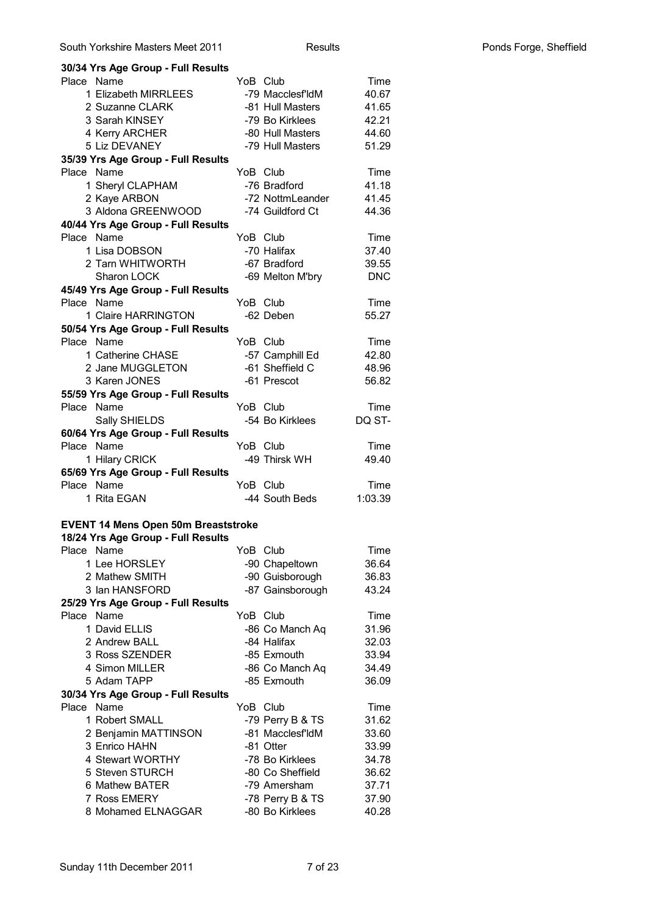### 30/34 Yrs Age Group - Full Results

| Place | Name | YoB | Club | Time |
|---|---|---|---|---|
| 1 | Elizabeth MIRRLEES | -79 | Macclesf'ldM | 40.67 |
| 2 | Suzanne CLARK | -81 | Hull Masters | 41.65 |
| 3 | Sarah KINSEY | -79 | Bo Kirklees | 42.21 |
| 4 | Kerry ARCHER | -80 | Hull Masters | 44.60 |
| 5 | Liz DEVANEY | -79 | Hull Masters | 51.29 |

### 35/39 Yrs Age Group - Full Results

| Place | Name | YoB | Club | Time |
|---|---|---|---|---|
| 1 | Sheryl CLAPHAM | -76 | Bradford | 41.18 |
| 2 | Kaye ARBON | -72 | NottmLeander | 41.45 |
| 3 | Aldona GREENWOOD | -74 | Guildford Ct | 44.36 |

### 40/44 Yrs Age Group - Full Results

| Place | Name | YoB | Club | Time |
|---|---|---|---|---|
| 1 | Lisa DOBSON | -70 | Halifax | 37.40 |
| 2 | Tarn WHITWORTH | -67 | Bradford | 39.55 |
| | Sharon LOCK | -69 | Melton M'bry | DNC |

### 45/49 Yrs Age Group - Full Results

| Place | Name | YoB | Club | Time |
|---|---|---|---|---|
| 1 | Claire HARRINGTON | -62 | Deben | 55.27 |

### 50/54 Yrs Age Group - Full Results

| Place | Name | YoB | Club | Time |
|---|---|---|---|---|
| 1 | Catherine CHASE | -57 | Camphill Ed | 42.80 |
| 2 | Jane MUGGLETON | -61 | Sheffield C | 48.96 |
| 3 | Karen JONES | -61 | Prescot | 56.82 |

### 55/59 Yrs Age Group - Full Results

| Place | Name | YoB | Club | Time |
|---|---|---|---|---|
| | Sally SHIELDS | -54 | Bo Kirklees | DQ ST- |

### 60/64 Yrs Age Group - Full Results

| Place | Name | YoB | Club | Time |
|---|---|---|---|---|
| 1 | Hilary CRICK | -49 | Thirsk WH | 49.40 |

### 65/69 Yrs Age Group - Full Results

| Place | Name | YoB | Club | Time |
|---|---|---|---|---|
| 1 | Rita EGAN | -44 | South Beds | 1:03.39 |

## EVENT 14 Mens Open 50m Breaststroke

### 18/24 Yrs Age Group - Full Results

| Place | Name | YoB | Club | Time |
|---|---|---|---|---|
| 1 | Lee HORSLEY | -90 | Chapeltown | 36.64 |
| 2 | Mathew SMITH | -90 | Guisborough | 36.83 |
| 3 | Ian HANSFORD | -87 | Gainsborough | 43.24 |

### 25/29 Yrs Age Group - Full Results

| Place | Name | YoB | Club | Time |
|---|---|---|---|---|
| 1 | David ELLIS | -86 | Co Manch Aq | 31.96 |
| 2 | Andrew BALL | -84 | Halifax | 32.03 |
| 3 | Ross SZENDER | -85 | Exmouth | 33.94 |
| 4 | Simon MILLER | -86 | Co Manch Aq | 34.49 |
| 5 | Adam TAPP | -85 | Exmouth | 36.09 |

### 30/34 Yrs Age Group - Full Results

| Place | Name | YoB | Club | Time |
|---|---|---|---|---|
| 1 | Robert SMALL | -79 | Perry B & TS | 31.62 |
| 2 | Benjamin MATTINSON | -81 | Macclesf'ldM | 33.60 |
| 3 | Enrico HAHN | -81 | Otter | 33.99 |
| 4 | Stewart WORTHY | -78 | Bo Kirklees | 34.78 |
| 5 | Steven STURCH | -80 | Co Sheffield | 36.62 |
| 6 | Mathew BATER | -79 | Amersham | 37.71 |
| 7 | Ross EMERY | -78 | Perry B & TS | 37.90 |
| 8 | Mohamed ELNAGGAR | -80 | Bo Kirklees | 40.28 |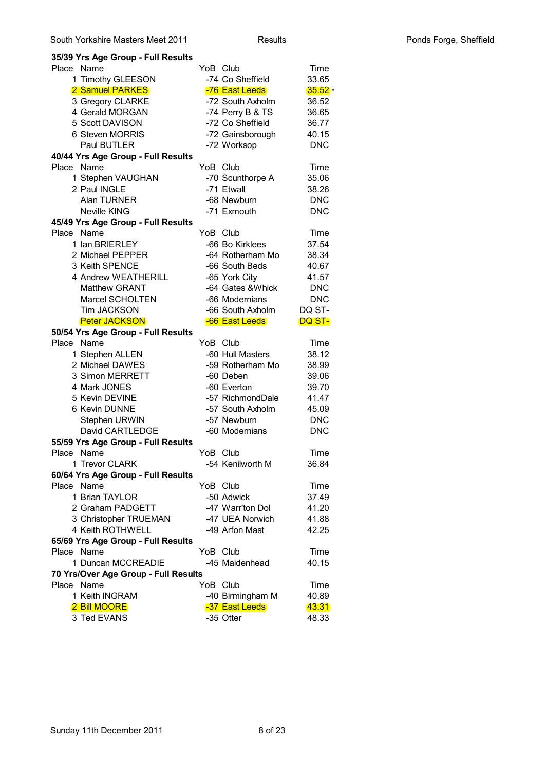### 35/39 Yrs Age Group - Full Results

| Place | Name | YoB | Club | Time |
|---|---|---|---|---|
| 1 | Timothy GLEESON | -74 | Co Sheffield | 33.65 |
| 2 | Samuel PARKES | -76 | East Leeds | 35.52 * |
| 3 | Gregory CLARKE | -72 | South Axholm | 36.52 |
| 4 | Gerald MORGAN | -74 | Perry B & TS | 36.65 |
| 5 | Scott DAVISON | -72 | Co Sheffield | 36.77 |
| 6 | Steven MORRIS | -72 | Gainsborough | 40.15 |
| | Paul BUTLER | -72 | Worksop | DNC |

### 40/44 Yrs Age Group - Full Results

| Place | Name | YoB | Club | Time |
|---|---|---|---|---|
| 1 | Stephen VAUGHAN | -70 | Scunthorpe A | 35.06 |
| 2 | Paul INGLE | -71 | Etwall | 38.26 |
| | Alan TURNER | -68 | Newburn | DNC |
| | Neville KING | -71 | Exmouth | DNC |

### 45/49 Yrs Age Group - Full Results

| Place | Name | YoB | Club | Time |
|---|---|---|---|---|
| 1 | Ian BRIERLEY | -66 | Bo Kirklees | 37.54 |
| 2 | Michael PEPPER | -64 | Rotherham Mo | 38.34 |
| 3 | Keith SPENCE | -66 | South Beds | 40.67 |
| 4 | Andrew WEATHERILL | -65 | York City | 41.57 |
| | Matthew GRANT | -64 | Gates &Whick | DNC |
| | Marcel SCHOLTEN | -66 | Modernians | DNC |
| | Tim JACKSON | -66 | South Axholm | DQ ST- |
| | Peter JACKSON | -66 | East Leeds | DQ ST- |

### 50/54 Yrs Age Group - Full Results

| Place | Name | YoB | Club | Time |
|---|---|---|---|---|
| 1 | Stephen ALLEN | -60 | Hull Masters | 38.12 |
| 2 | Michael DAWES | -59 | Rotherham Mo | 38.99 |
| 3 | Simon MERRETT | -60 | Deben | 39.06 |
| 4 | Mark JONES | -60 | Everton | 39.70 |
| 5 | Kevin DEVINE | -57 | RichmondDale | 41.47 |
| 6 | Kevin DUNNE | -57 | South Axholm | 45.09 |
| | Stephen URWIN | -57 | Newburn | DNC |
| | David CARTLEDGE | -60 | Modernians | DNC |

### 55/59 Yrs Age Group - Full Results

| Place | Name | YoB | Club | Time |
|---|---|---|---|---|
| 1 | Trevor CLARK | -54 | Kenilworth M | 36.84 |

### 60/64 Yrs Age Group - Full Results

| Place | Name | YoB | Club | Time |
|---|---|---|---|---|
| 1 | Brian TAYLOR | -50 | Adwick | 37.49 |
| 2 | Graham PADGETT | -47 | Warr'ton Dol | 41.20 |
| 3 | Christopher TRUEMAN | -47 | UEA Norwich | 41.88 |
| 4 | Keith ROTHWELL | -49 | Arfon Mast | 42.25 |

### 65/69 Yrs Age Group - Full Results

| Place | Name | YoB | Club | Time |
|---|---|---|---|---|
| 1 | Duncan MCCREADIE | -45 | Maidenhead | 40.15 |

### 70 Yrs/Over Age Group - Full Results

| Place | Name | YoB | Club | Time |
|---|---|---|---|---|
| 1 | Keith INGRAM | -40 | Birmingham M | 40.89 |
| 2 | Bill MOORE | -37 | East Leeds | 43.31 |
| 3 | Ted EVANS | -35 | Otter | 48.33 |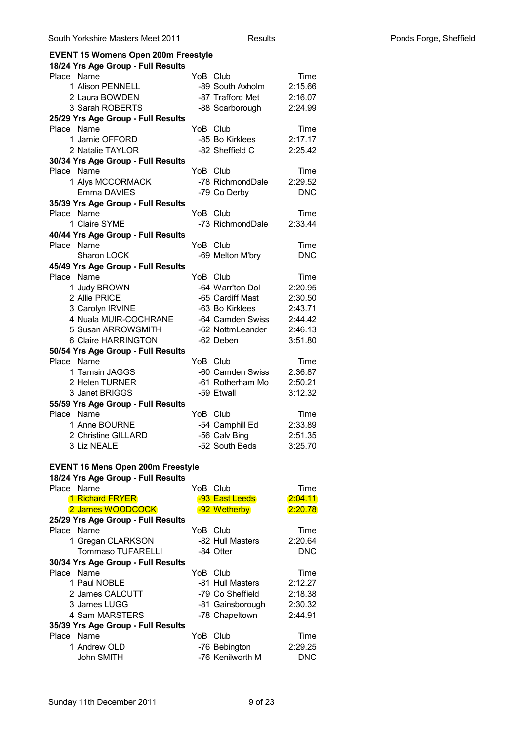## EVENT 15 Womens Open 200m Freestyle

### 18/24 Yrs Age Group - Full Results

| Place | Name | YoB | Club | Time |
|---|---|---|---|---|
| 1 | Alison PENNELL | -89 | South Axholm | 2:15.66 |
| 2 | Laura BOWDEN | -87 | Trafford Met | 2:16.07 |
| 3 | Sarah ROBERTS | -88 | Scarborough | 2:24.99 |

### 25/29 Yrs Age Group - Full Results

| Place | Name | YoB | Club | Time |
|---|---|---|---|---|
| 1 | Jamie OFFORD | -85 | Bo Kirklees | 2:17.17 |
| 2 | Natalie TAYLOR | -82 | Sheffield C | 2:25.42 |

### 30/34 Yrs Age Group - Full Results

| Place | Name | YoB | Club | Time |
|---|---|---|---|---|
| 1 | Alys MCCORMACK | -78 | RichmondDale | 2:29.52 |
| | Emma DAVIES | -79 | Co Derby | DNC |

### 35/39 Yrs Age Group - Full Results

| Place | Name | YoB | Club | Time |
|---|---|---|---|---|
| 1 | Claire SYME | -73 | RichmondDale | 2:33.44 |

### 40/44 Yrs Age Group - Full Results

| Place | Name | YoB | Club | Time |
|---|---|---|---|---|
| | Sharon LOCK | -69 | Melton M'bry | DNC |

### 45/49 Yrs Age Group - Full Results

| Place | Name | YoB | Club | Time |
|---|---|---|---|---|
| 1 | Judy BROWN | -64 | Warr'ton Dol | 2:20.95 |
| 2 | Allie PRICE | -65 | Cardiff Mast | 2:30.50 |
| 3 | Carolyn IRVINE | -63 | Bo Kirklees | 2:43.71 |
| 4 | Nuala MUIR-COCHRANE | -64 | Camden Swiss | 2:44.42 |
| 5 | Susan ARROWSMITH | -62 | NottmLeander | 2:46.13 |
| 6 | Claire HARRINGTON | -62 | Deben | 3:51.80 |

### 50/54 Yrs Age Group - Full Results

| Place | Name | YoB | Club | Time |
|---|---|---|---|---|
| 1 | Tamsin JAGGS | -60 | Camden Swiss | 2:36.87 |
| 2 | Helen TURNER | -61 | Rotherham Mo | 2:50.21 |
| 3 | Janet BRIGGS | -59 | Etwall | 3:12.32 |

### 55/59 Yrs Age Group - Full Results

| Place | Name | YoB | Club | Time |
|---|---|---|---|---|
| 1 | Anne BOURNE | -54 | Camphill Ed | 2:33.89 |
| 2 | Christine GILLARD | -56 | Calv Bing | 2:51.35 |
| 3 | Liz NEALE | -52 | South Beds | 3:25.70 |

## EVENT 16 Mens Open 200m Freestyle

### 18/24 Yrs Age Group - Full Results

| Place | Name | YoB | Club | Time |
|---|---|---|---|---|
| 1 | Richard FRYER | -93 | East Leeds | 2:04.11 |
| 2 | James WOODCOCK | -92 | Wetherby | 2:20.78 |

### 25/29 Yrs Age Group - Full Results

| Place | Name | YoB | Club | Time |
|---|---|---|---|---|
| 1 | Gregan CLARKSON | -82 | Hull Masters | 2:20.64 |
| | Tommaso TUFARELLI | -84 | Otter | DNC |

### 30/34 Yrs Age Group - Full Results

| Place | Name | YoB | Club | Time |
|---|---|---|---|---|
| 1 | Paul NOBLE | -81 | Hull Masters | 2:12.27 |
| 2 | James CALCUTT | -79 | Co Sheffield | 2:18.38 |
| 3 | James LUGG | -81 | Gainsborough | 2:30.32 |
| 4 | Sam MARSTERS | -78 | Chapeltown | 2:44.91 |

### 35/39 Yrs Age Group - Full Results

| Place | Name | YoB | Club | Time |
|---|---|---|---|---|
| 1 | Andrew OLD | -76 | Bebington | 2:29.25 |
| | John SMITH | -76 | Kenilworth M | DNC |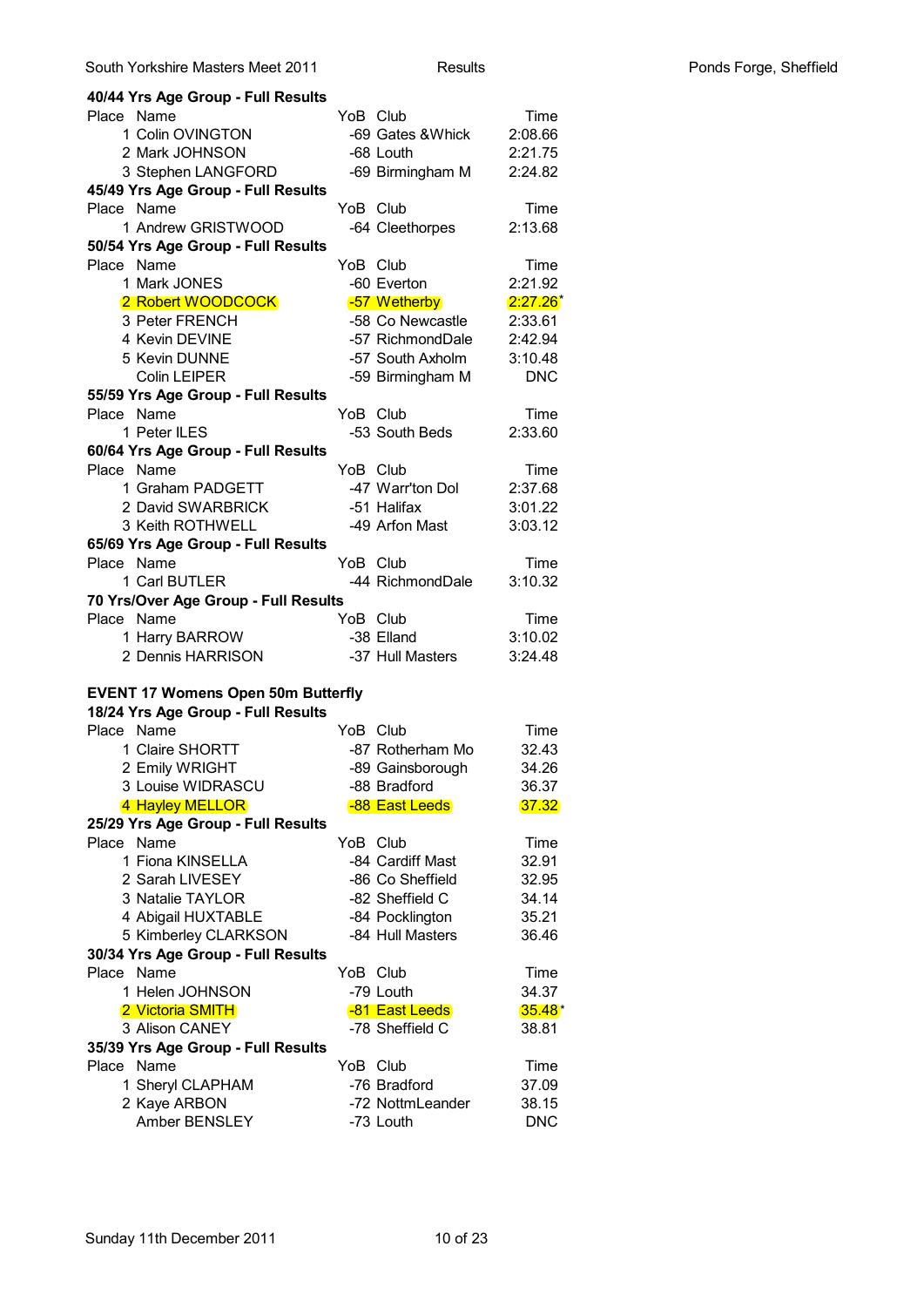### 40/44 Yrs Age Group - Full Results

| Place | Name | YoB | Club | Time |
|---|---|---|---|---|
| 1 | Colin OVINGTON | -69 | Gates &Whick | 2:08.66 |
| 2 | Mark JOHNSON | -68 | Louth | 2:21.75 |
| 3 | Stephen LANGFORD | -69 | Birmingham M | 2:24.82 |

### 45/49 Yrs Age Group - Full Results

| Place | Name | YoB | Club | Time |
|---|---|---|---|---|
| 1 | Andrew GRISTWOOD | -64 | Cleethorpes | 2:13.68 |

### 50/54 Yrs Age Group - Full Results

| Place | Name | YoB | Club | Time |
|---|---|---|---|---|
| 1 | Mark JONES | -60 | Everton | 2:21.92 |
| 2 | Robert WOODCOCK | -57 | Wetherby | 2:27.26* |
| 3 | Peter FRENCH | -58 | Co Newcastle | 2:33.61 |
| 4 | Kevin DEVINE | -57 | RichmondDale | 2:42.94 |
| 5 | Kevin DUNNE | -57 | South Axholm | 3:10.48 |
| | Colin LEIPER | -59 | Birmingham M | DNC |

### 55/59 Yrs Age Group - Full Results

| Place | Name | YoB | Club | Time |
|---|---|---|---|---|
| 1 | Peter ILES | -53 | South Beds | 2:33.60 |

### 60/64 Yrs Age Group - Full Results

| Place | Name | YoB | Club | Time |
|---|---|---|---|---|
| 1 | Graham PADGETT | -47 | Warr'ton Dol | 2:37.68 |
| 2 | David SWARBRICK | -51 | Halifax | 3:01.22 |
| 3 | Keith ROTHWELL | -49 | Arfon Mast | 3:03.12 |

### 65/69 Yrs Age Group - Full Results

| Place | Name | YoB | Club | Time |
|---|---|---|---|---|
| 1 | Carl BUTLER | -44 | RichmondDale | 3:10.32 |

### 70 Yrs/Over Age Group - Full Results

| Place | Name | YoB | Club | Time |
|---|---|---|---|---|
| 1 | Harry BARROW | -38 | Elland | 3:10.02 |
| 2 | Dennis HARRISON | -37 | Hull Masters | 3:24.48 |

## EVENT 17 Womens Open 50m Butterfly

### 18/24 Yrs Age Group - Full Results

| Place | Name | YoB | Club | Time |
|---|---|---|---|---|
| 1 | Claire SHORTT | -87 | Rotherham Mo | 32.43 |
| 2 | Emily WRIGHT | -89 | Gainsborough | 34.26 |
| 3 | Louise WIDRASCU | -88 | Bradford | 36.37 |
| 4 | Hayley MELLOR | -88 | East Leeds | 37.32 |

### 25/29 Yrs Age Group - Full Results

| Place | Name | YoB | Club | Time |
|---|---|---|---|---|
| 1 | Fiona KINSELLA | -84 | Cardiff Mast | 32.91 |
| 2 | Sarah LIVESEY | -86 | Co Sheffield | 32.95 |
| 3 | Natalie TAYLOR | -82 | Sheffield C | 34.14 |
| 4 | Abigail HUXTABLE | -84 | Pocklington | 35.21 |
| 5 | Kimberley CLARKSON | -84 | Hull Masters | 36.46 |

### 30/34 Yrs Age Group - Full Results

| Place | Name | YoB | Club | Time |
|---|---|---|---|---|
| 1 | Helen JOHNSON | -79 | Louth | 34.37 |
| 2 | Victoria SMITH | -81 | East Leeds | 35.48* |
| 3 | Alison CANEY | -78 | Sheffield C | 38.81 |

### 35/39 Yrs Age Group - Full Results

| Place | Name | YoB | Club | Time |
|---|---|---|---|---|
| 1 | Sheryl CLAPHAM | -76 | Bradford | 37.09 |
| 2 | Kaye ARBON | -72 | NottmLeander | 38.15 |
| | Amber BENSLEY | -73 | Louth | DNC |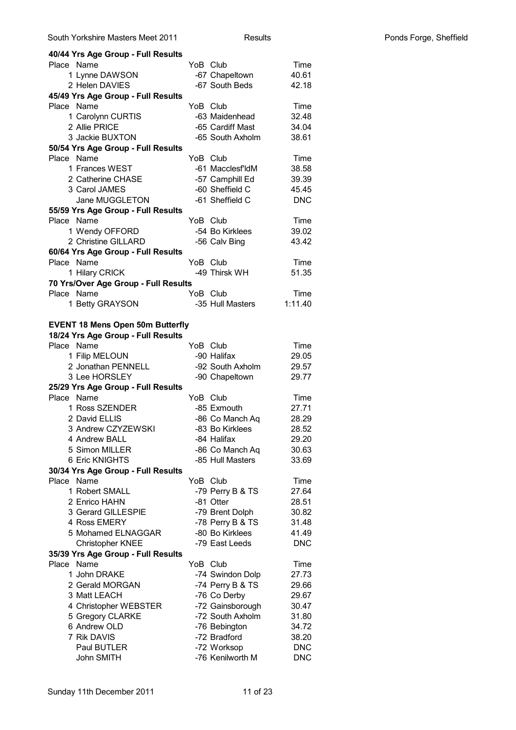### 40/44 Yrs Age Group - Full Results

| Place | Name | YoB | Club | Time |
|---|---|---|---|---|
| 1 | Lynne DAWSON | -67 | Chapeltown | 40.61 |
| 2 | Helen DAVIES | -67 | South Beds | 42.18 |

### 45/49 Yrs Age Group - Full Results

| Place | Name | YoB | Club | Time |
|---|---|---|---|---|
| 1 | Carolynn CURTIS | -63 | Maidenhead | 32.48 |
| 2 | Allie PRICE | -65 | Cardiff Mast | 34.04 |
| 3 | Jackie BUXTON | -65 | South Axholm | 38.61 |

### 50/54 Yrs Age Group - Full Results

| Place | Name | YoB | Club | Time |
|---|---|---|---|---|
| 1 | Frances WEST | -61 | Macclesf'ldM | 38.58 |
| 2 | Catherine CHASE | -57 | Camphill Ed | 39.39 |
| 3 | Carol JAMES | -60 | Sheffield C | 45.45 |
| | Jane MUGGLETON | -61 | Sheffield C | DNC |

### 55/59 Yrs Age Group - Full Results

| Place | Name | YoB | Club | Time |
|---|---|---|---|---|
| 1 | Wendy OFFORD | -54 | Bo Kirklees | 39.02 |
| 2 | Christine GILLARD | -56 | Calv Bing | 43.42 |

### 60/64 Yrs Age Group - Full Results

| Place | Name | YoB | Club | Time |
|---|---|---|---|---|
| 1 | Hilary CRICK | -49 | Thirsk WH | 51.35 |

### 70 Yrs/Over Age Group - Full Results

| Place | Name | YoB | Club | Time |
|---|---|---|---|---|
| 1 | Betty GRAYSON | -35 | Hull Masters | 1:11.40 |

## EVENT 18 Mens Open 50m Butterfly

### 18/24 Yrs Age Group - Full Results

| Place | Name | YoB | Club | Time |
|---|---|---|---|---|
| 1 | Filip MELOUN | -90 | Halifax | 29.05 |
| 2 | Jonathan PENNELL | -92 | South Axholm | 29.57 |
| 3 | Lee HORSLEY | -90 | Chapeltown | 29.77 |

### 25/29 Yrs Age Group - Full Results

| Place | Name | YoB | Club | Time |
|---|---|---|---|---|
| 1 | Ross SZENDER | -85 | Exmouth | 27.71 |
| 2 | David ELLIS | -86 | Co Manch Aq | 28.29 |
| 3 | Andrew CZYZEWSKI | -83 | Bo Kirklees | 28.52 |
| 4 | Andrew BALL | -84 | Halifax | 29.20 |
| 5 | Simon MILLER | -86 | Co Manch Aq | 30.63 |
| 6 | Eric KNIGHTS | -85 | Hull Masters | 33.69 |

### 30/34 Yrs Age Group - Full Results

| Place | Name | YoB | Club | Time |
|---|---|---|---|---|
| 1 | Robert SMALL | -79 | Perry B & TS | 27.64 |
| 2 | Enrico HAHN | -81 | Otter | 28.51 |
| 3 | Gerard GILLESPIE | -79 | Brent Dolph | 30.82 |
| 4 | Ross EMERY | -78 | Perry B & TS | 31.48 |
| 5 | Mohamed ELNAGGAR | -80 | Bo Kirklees | 41.49 |
| | Christopher KNEE | -79 | East Leeds | DNC |

### 35/39 Yrs Age Group - Full Results

| Place | Name | YoB | Club | Time |
|---|---|---|---|---|
| 1 | John DRAKE | -74 | Swindon Dolp | 27.73 |
| 2 | Gerald MORGAN | -74 | Perry B & TS | 29.66 |
| 3 | Matt LEACH | -76 | Co Derby | 29.67 |
| 4 | Christopher WEBSTER | -72 | Gainsborough | 30.47 |
| 5 | Gregory CLARKE | -72 | South Axholm | 31.80 |
| 6 | Andrew OLD | -76 | Bebington | 34.72 |
| 7 | Rik DAVIS | -72 | Bradford | 38.20 |
| | Paul BUTLER | -72 | Worksop | DNC |
| | John SMITH | -76 | Kenilworth M | DNC |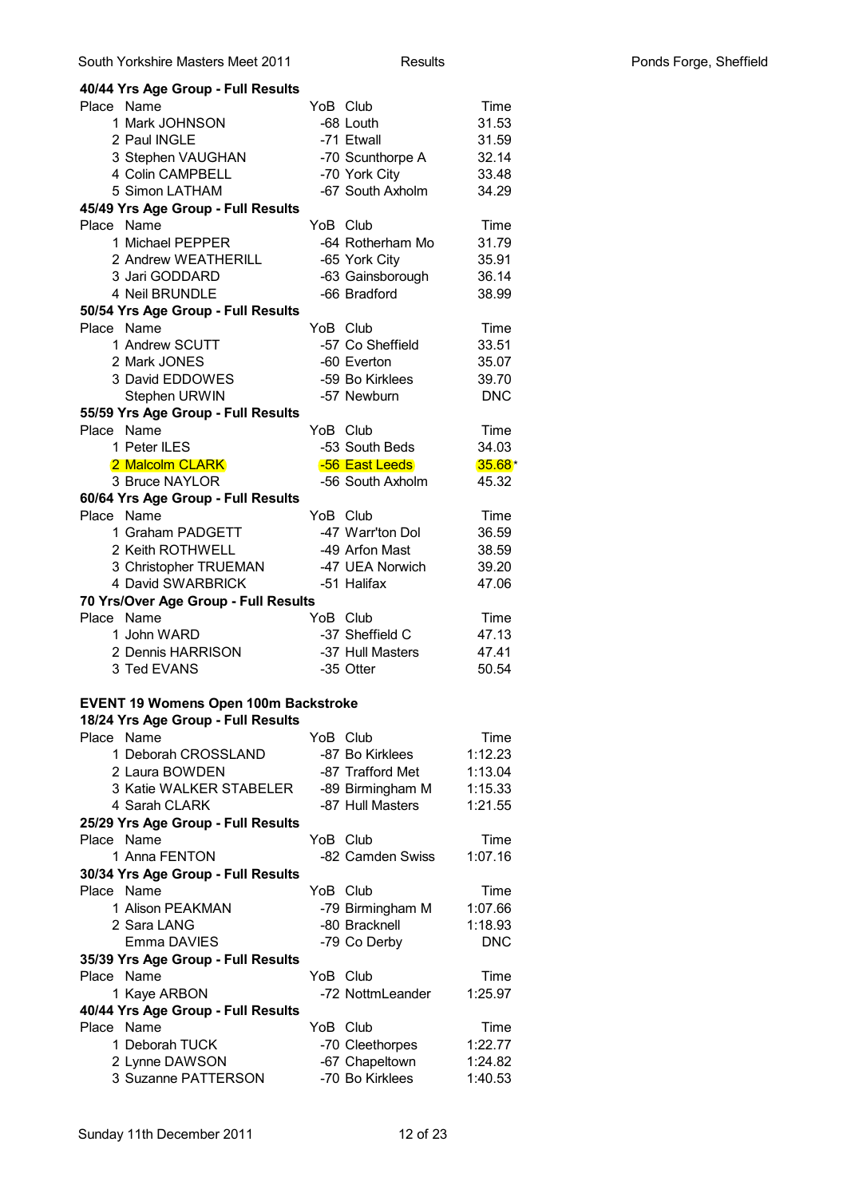#### 40/44 Yrs Age Group - Full Results

| Place | Name | YoB | Club | Time |
|---|---|---|---|---|
| 1 | Mark JOHNSON | -68 | Louth | 31.53 |
| 2 | Paul INGLE | -71 | Etwall | 31.59 |
| 3 | Stephen VAUGHAN | -70 | Scunthorpe A | 32.14 |
| 4 | Colin CAMPBELL | -70 | York City | 33.48 |
| 5 | Simon LATHAM | -67 | South Axholm | 34.29 |

#### 45/49 Yrs Age Group - Full Results

| Place | Name | YoB | Club | Time |
|---|---|---|---|---|
| 1 | Michael PEPPER | -64 | Rotherham Mo | 31.79 |
| 2 | Andrew WEATHERILL | -65 | York City | 35.91 |
| 3 | Jari GODDARD | -63 | Gainsborough | 36.14 |
| 4 | Neil BRUNDLE | -66 | Bradford | 38.99 |

#### 50/54 Yrs Age Group - Full Results

| Place | Name | YoB | Club | Time |
|---|---|---|---|---|
| 1 | Andrew SCUTT | -57 | Co Sheffield | 33.51 |
| 2 | Mark JONES | -60 | Everton | 35.07 |
| 3 | David EDDOWES | -59 | Bo Kirklees | 39.70 |
|  | Stephen URWIN | -57 | Newburn | DNC |

#### 55/59 Yrs Age Group - Full Results

| Place | Name | YoB | Club | Time |
|---|---|---|---|---|
| 1 | Peter ILES | -53 | South Beds | 34.03 |
| 2 | Malcolm CLARK | -56 | East Leeds | 35.68* |
| 3 | Bruce NAYLOR | -56 | South Axholm | 45.32 |

#### 60/64 Yrs Age Group - Full Results

| Place | Name | YoB | Club | Time |
|---|---|---|---|---|
| 1 | Graham PADGETT | -47 | Warr'ton Dol | 36.59 |
| 2 | Keith ROTHWELL | -49 | Arfon Mast | 38.59 |
| 3 | Christopher TRUEMAN | -47 | UEA Norwich | 39.20 |
| 4 | David SWARBRICK | -51 | Halifax | 47.06 |

#### 70 Yrs/Over Age Group - Full Results

| Place | Name | YoB | Club | Time |
|---|---|---|---|---|
| 1 | John WARD | -37 | Sheffield C | 47.13 |
| 2 | Dennis HARRISON | -37 | Hull Masters | 47.41 |
| 3 | Ted EVANS | -35 | Otter | 50.54 |

### EVENT 19 Womens Open 100m Backstroke

#### 18/24 Yrs Age Group - Full Results

| Place | Name | YoB | Club | Time |
|---|---|---|---|---|
| 1 | Deborah CROSSLAND | -87 | Bo Kirklees | 1:12.23 |
| 2 | Laura BOWDEN | -87 | Trafford Met | 1:13.04 |
| 3 | Katie WALKER STABELER | -89 | Birmingham M | 1:15.33 |
| 4 | Sarah CLARK | -87 | Hull Masters | 1:21.55 |

#### 25/29 Yrs Age Group - Full Results

| Place | Name | YoB | Club | Time |
|---|---|---|---|---|
| 1 | Anna FENTON | -82 | Camden Swiss | 1:07.16 |

#### 30/34 Yrs Age Group - Full Results

| Place | Name | YoB | Club | Time |
|---|---|---|---|---|
| 1 | Alison PEAKMAN | -79 | Birmingham M | 1:07.66 |
| 2 | Sara LANG | -80 | Bracknell | 1:18.93 |
|  | Emma DAVIES | -79 | Co Derby | DNC |

#### 35/39 Yrs Age Group - Full Results

| Place | Name | YoB | Club | Time |
|---|---|---|---|---|
| 1 | Kaye ARBON | -72 | NottmLeander | 1:25.97 |

#### 40/44 Yrs Age Group - Full Results

| Place | Name | YoB | Club | Time |
|---|---|---|---|---|
| 1 | Deborah TUCK | -70 | Cleethorpes | 1:22.77 |
| 2 | Lynne DAWSON | -67 | Chapeltown | 1:24.82 |
| 3 | Suzanne PATTERSON | -70 | Bo Kirklees | 1:40.53 |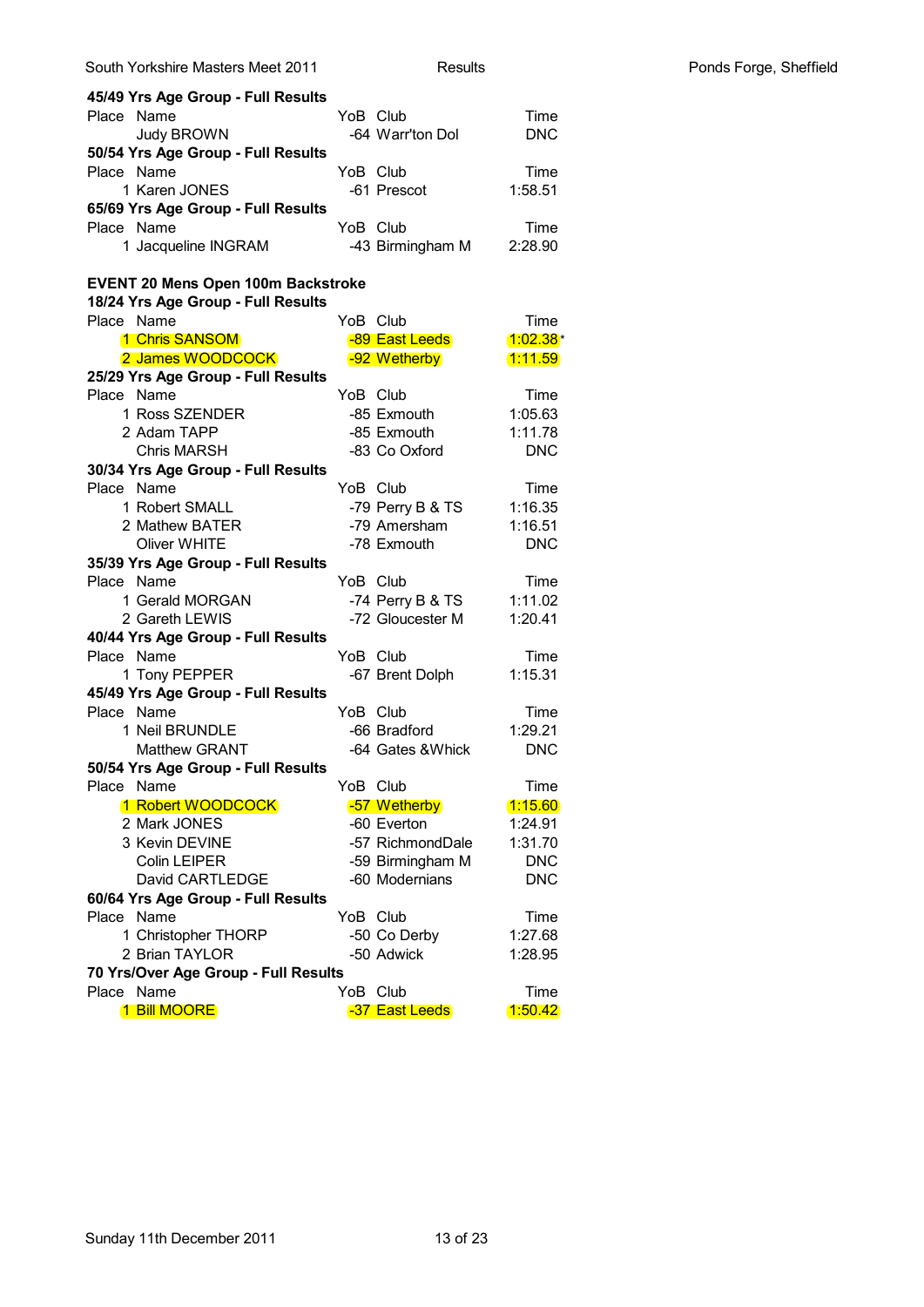### 45/49 Yrs Age Group - Full Results

| Place | Name | YoB | Club | Time |
|---|---|---|---|---|
| | Judy BROWN | -64 | Warr'ton Dol | DNC |

### 50/54 Yrs Age Group - Full Results

| Place | Name | YoB | Club | Time |
|---|---|---|---|---|
| 1 | Karen JONES | -61 | Prescot | 1:58.51 |

### 65/69 Yrs Age Group - Full Results

| Place | Name | YoB | Club | Time |
|---|---|---|---|---|
| 1 | Jacqueline INGRAM | -43 | Birmingham M | 2:28.90 |

## EVENT 20 Mens Open 100m Backstroke

### 18/24 Yrs Age Group - Full Results

| Place | Name | YoB | Club | Time |
|---|---|---|---|---|
| 1 | Chris SANSOM | -89 | East Leeds | 1:02.38* |
| 2 | James WOODCOCK | -92 | Wetherby | 1:11.59 |

### 25/29 Yrs Age Group - Full Results

| Place | Name | YoB | Club | Time |
|---|---|---|---|---|
| 1 | Ross SZENDER | -85 | Exmouth | 1:05.63 |
| 2 | Adam TAPP | -85 | Exmouth | 1:11.78 |
| | Chris MARSH | -83 | Co Oxford | DNC |

### 30/34 Yrs Age Group - Full Results

| Place | Name | YoB | Club | Time |
|---|---|---|---|---|
| 1 | Robert SMALL | -79 | Perry B & TS | 1:16.35 |
| 2 | Mathew BATER | -79 | Amersham | 1:16.51 |
| | Oliver WHITE | -78 | Exmouth | DNC |

### 35/39 Yrs Age Group - Full Results

| Place | Name | YoB | Club | Time |
|---|---|---|---|---|
| 1 | Gerald MORGAN | -74 | Perry B & TS | 1:11.02 |
| 2 | Gareth LEWIS | -72 | Gloucester M | 1:20.41 |

### 40/44 Yrs Age Group - Full Results

| Place | Name | YoB | Club | Time |
|---|---|---|---|---|
| 1 | Tony PEPPER | -67 | Brent Dolph | 1:15.31 |

### 45/49 Yrs Age Group - Full Results

| Place | Name | YoB | Club | Time |
|---|---|---|---|---|
| 1 | Neil BRUNDLE | -66 | Bradford | 1:29.21 |
| | Matthew GRANT | -64 | Gates &Whick | DNC |

### 50/54 Yrs Age Group - Full Results

| Place | Name | YoB | Club | Time |
|---|---|---|---|---|
| 1 | Robert WOODCOCK | -57 | Wetherby | 1:15.60 |
| 2 | Mark JONES | -60 | Everton | 1:24.91 |
| 3 | Kevin DEVINE | -57 | RichmondDale | 1:31.70 |
| | Colin LEIPER | -59 | Birmingham M | DNC |
| | David CARTLEDGE | -60 | Modernians | DNC |

### 60/64 Yrs Age Group - Full Results

| Place | Name | YoB | Club | Time |
|---|---|---|---|---|
| 1 | Christopher THORP | -50 | Co Derby | 1:27.68 |
| 2 | Brian TAYLOR | -50 | Adwick | 1:28.95 |

### 70 Yrs/Over Age Group - Full Results

| Place | Name | YoB | Club | Time |
|---|---|---|---|---|
| 1 | Bill MOORE | -37 | East Leeds | 1:50.42 |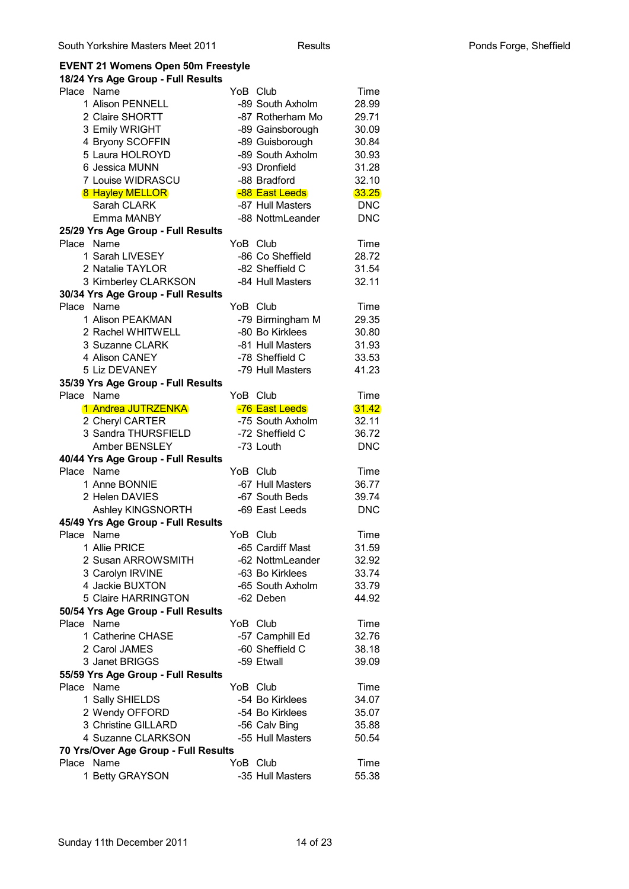## EVENT 21 Womens Open 50m Freestyle

### 18/24 Yrs Age Group - Full Results

| Place | Name | YoB | Club | Time |
|---|---|---|---|---|
| 1 | Alison PENNELL | -89 | South Axholm | 28.99 |
| 2 | Claire SHORTT | -87 | Rotherham Mo | 29.71 |
| 3 | Emily WRIGHT | -89 | Gainsborough | 30.09 |
| 4 | Bryony SCOFFIN | -89 | Guisborough | 30.84 |
| 5 | Laura HOLROYD | -89 | South Axholm | 30.93 |
| 6 | Jessica MUNN | -93 | Dronfield | 31.28 |
| 7 | Louise WIDRASCU | -88 | Bradford | 32.10 |
| 8 | Hayley MELLOR | -88 | East Leeds | 33.25 |
| | Sarah CLARK | -87 | Hull Masters | DNC |
| | Emma MANBY | -88 | NottmLeander | DNC |

### 25/29 Yrs Age Group - Full Results

| Place | Name | YoB | Club | Time |
|---|---|---|---|---|
| 1 | Sarah LIVESEY | -86 | Co Sheffield | 28.72 |
| 2 | Natalie TAYLOR | -82 | Sheffield C | 31.54 |
| 3 | Kimberley CLARKSON | -84 | Hull Masters | 32.11 |

### 30/34 Yrs Age Group - Full Results

| Place | Name | YoB | Club | Time |
|---|---|---|---|---|
| 1 | Alison PEAKMAN | -79 | Birmingham M | 29.35 |
| 2 | Rachel WHITWELL | -80 | Bo Kirklees | 30.80 |
| 3 | Suzanne CLARK | -81 | Hull Masters | 31.93 |
| 4 | Alison CANEY | -78 | Sheffield C | 33.53 |
| 5 | Liz DEVANEY | -79 | Hull Masters | 41.23 |

### 35/39 Yrs Age Group - Full Results

| Place | Name | YoB | Club | Time |
|---|---|---|---|---|
| 1 | Andrea JUTRZENKA | -76 | East Leeds | 31.42 |
| 2 | Cheryl CARTER | -75 | South Axholm | 32.11 |
| 3 | Sandra THURSFIELD | -72 | Sheffield C | 36.72 |
| | Amber BENSLEY | -73 | Louth | DNC |

### 40/44 Yrs Age Group - Full Results

| Place | Name | YoB | Club | Time |
|---|---|---|---|---|
| 1 | Anne BONNIE | -67 | Hull Masters | 36.77 |
| 2 | Helen DAVIES | -67 | South Beds | 39.74 |
| | Ashley KINGSNORTH | -69 | East Leeds | DNC |

### 45/49 Yrs Age Group - Full Results

| Place | Name | YoB | Club | Time |
|---|---|---|---|---|
| 1 | Allie PRICE | -65 | Cardiff Mast | 31.59 |
| 2 | Susan ARROWSMITH | -62 | NottmLeander | 32.92 |
| 3 | Carolyn IRVINE | -63 | Bo Kirklees | 33.74 |
| 4 | Jackie BUXTON | -65 | South Axholm | 33.79 |
| 5 | Claire HARRINGTON | -62 | Deben | 44.92 |

### 50/54 Yrs Age Group - Full Results

| Place | Name | YoB | Club | Time |
|---|---|---|---|---|
| 1 | Catherine CHASE | -57 | Camphill Ed | 32.76 |
| 2 | Carol JAMES | -60 | Sheffield C | 38.18 |
| 3 | Janet BRIGGS | -59 | Etwall | 39.09 |

### 55/59 Yrs Age Group - Full Results

| Place | Name | YoB | Club | Time |
|---|---|---|---|---|
| 1 | Sally SHIELDS | -54 | Bo Kirklees | 34.07 |
| 2 | Wendy OFFORD | -54 | Bo Kirklees | 35.07 |
| 3 | Christine GILLARD | -56 | Calv Bing | 35.88 |
| 4 | Suzanne CLARKSON | -55 | Hull Masters | 50.54 |

### 70 Yrs/Over Age Group - Full Results

| Place | Name | YoB | Club | Time |
|---|---|---|---|---|
| 1 | Betty GRAYSON | -35 | Hull Masters | 55.38 |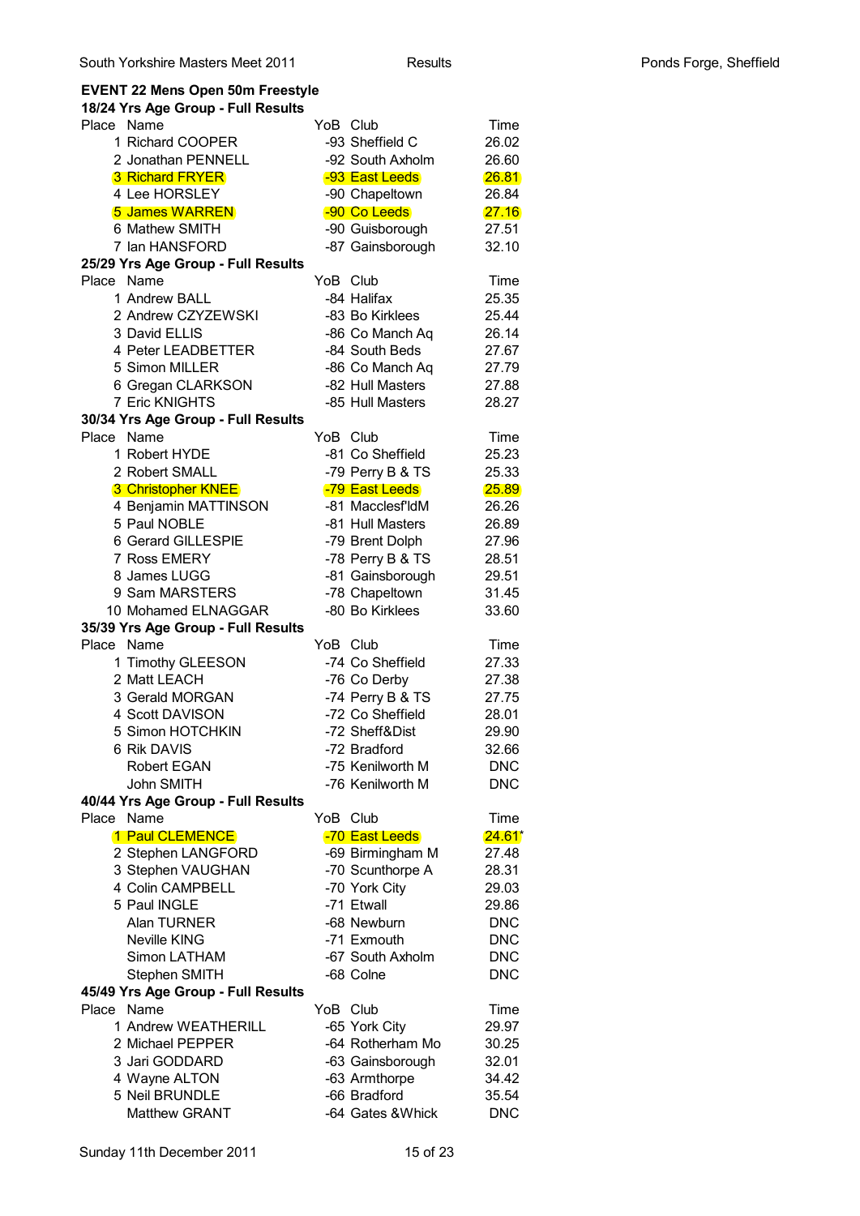**EVENT 22 Mens Open 50m Freestyle**

**18/24 Yrs Age Group - Full Results**

| Place | Name | YoB | Club | Time |
|---|---|---|---|---|
| 1 | Richard COOPER | -93 | Sheffield C | 26.02 |
| 2 | Jonathan PENNELL | -92 | South Axholm | 26.60 |
| 3 | Richard FRYER | -93 | East Leeds | 26.81 |
| 4 | Lee HORSLEY | -90 | Chapeltown | 26.84 |
| 5 | James WARREN | -90 | Co Leeds | 27.16 |
| 6 | Mathew SMITH | -90 | Guisborough | 27.51 |
| 7 | Ian HANSFORD | -87 | Gainsborough | 32.10 |

**25/29 Yrs Age Group - Full Results**

| Place | Name | YoB | Club | Time |
|---|---|---|---|---|
| 1 | Andrew BALL | -84 | Halifax | 25.35 |
| 2 | Andrew CZYZEWSKI | -83 | Bo Kirklees | 25.44 |
| 3 | David ELLIS | -86 | Co Manch Aq | 26.14 |
| 4 | Peter LEADBETTER | -84 | South Beds | 27.67 |
| 5 | Simon MILLER | -86 | Co Manch Aq | 27.79 |
| 6 | Gregan CLARKSON | -82 | Hull Masters | 27.88 |
| 7 | Eric KNIGHTS | -85 | Hull Masters | 28.27 |

**30/34 Yrs Age Group - Full Results**

| Place | Name | YoB | Club | Time |
|---|---|---|---|---|
| 1 | Robert HYDE | -81 | Co Sheffield | 25.23 |
| 2 | Robert SMALL | -79 | Perry B & TS | 25.33 |
| 3 | Christopher KNEE | -79 | East Leeds | 25.89 |
| 4 | Benjamin MATTINSON | -81 | Macclesf'ldM | 26.26 |
| 5 | Paul NOBLE | -81 | Hull Masters | 26.89 |
| 6 | Gerard GILLESPIE | -79 | Brent Dolph | 27.96 |
| 7 | Ross EMERY | -78 | Perry B & TS | 28.51 |
| 8 | James LUGG | -81 | Gainsborough | 29.51 |
| 9 | Sam MARSTERS | -78 | Chapeltown | 31.45 |
| 10 | Mohamed ELNAGGAR | -80 | Bo Kirklees | 33.60 |

**35/39 Yrs Age Group - Full Results**

| Place | Name | YoB | Club | Time |
|---|---|---|---|---|
| 1 | Timothy GLEESON | -74 | Co Sheffield | 27.33 |
| 2 | Matt LEACH | -76 | Co Derby | 27.38 |
| 3 | Gerald MORGAN | -74 | Perry B & TS | 27.75 |
| 4 | Scott DAVISON | -72 | Co Sheffield | 28.01 |
| 5 | Simon HOTCHKIN | -72 | Sheff&Dist | 29.90 |
| 6 | Rik DAVIS | -72 | Bradford | 32.66 |
| | Robert EGAN | -75 | Kenilworth M | DNC |
| | John SMITH | -76 | Kenilworth M | DNC |

**40/44 Yrs Age Group - Full Results**

| Place | Name | YoB | Club | Time |
|---|---|---|---|---|
| 1 | Paul CLEMENCE | -70 | East Leeds | 24.61* |
| 2 | Stephen LANGFORD | -69 | Birmingham M | 27.48 |
| 3 | Stephen VAUGHAN | -70 | Scunthorpe A | 28.31 |
| 4 | Colin CAMPBELL | -70 | York City | 29.03 |
| 5 | Paul INGLE | -71 | Etwall | 29.86 |
| | Alan TURNER | -68 | Newburn | DNC |
| | Neville KING | -71 | Exmouth | DNC |
| | Simon LATHAM | -67 | South Axholm | DNC |
| | Stephen SMITH | -68 | Colne | DNC |

**45/49 Yrs Age Group - Full Results**

| Place | Name | YoB | Club | Time |
|---|---|---|---|---|
| 1 | Andrew WEATHERILL | -65 | York City | 29.97 |
| 2 | Michael PEPPER | -64 | Rotherham Mo | 30.25 |
| 3 | Jari GODDARD | -63 | Gainsborough | 32.01 |
| 4 | Wayne ALTON | -63 | Armthorpe | 34.42 |
| 5 | Neil BRUNDLE | -66 | Bradford | 35.54 |
| | Matthew GRANT | -64 | Gates &Whick | DNC |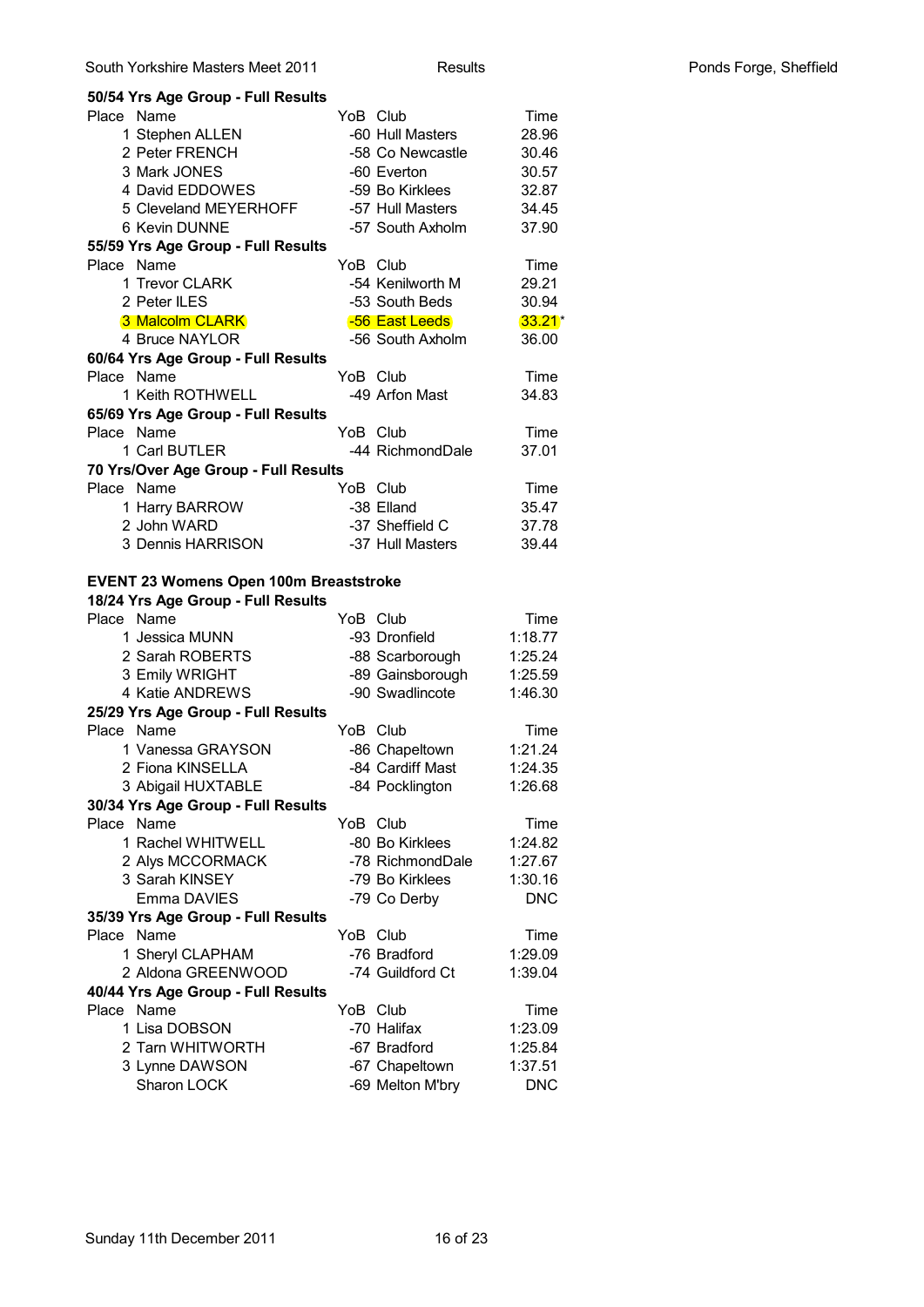**50/54 Yrs Age Group - Full Results**

| Place | Name | YoB | Club | Time |
|---|---|---|---|---|
| 1 | Stephen ALLEN | -60 | Hull Masters | 28.96 |
| 2 | Peter FRENCH | -58 | Co Newcastle | 30.46 |
| 3 | Mark JONES | -60 | Everton | 30.57 |
| 4 | David EDDOWES | -59 | Bo Kirklees | 32.87 |
| 5 | Cleveland MEYERHOFF | -57 | Hull Masters | 34.45 |
| 6 | Kevin DUNNE | -57 | South Axholm | 37.90 |

**55/59 Yrs Age Group - Full Results**

| Place | Name | YoB | Club | Time |
|---|---|---|---|---|
| 1 | Trevor CLARK | -54 | Kenilworth M | 29.21 |
| 2 | Peter ILES | -53 | South Beds | 30.94 |
| 3 | Malcolm CLARK | -56 | East Leeds | 33.21* |
| 4 | Bruce NAYLOR | -56 | South Axholm | 36.00 |

**60/64 Yrs Age Group - Full Results**

| Place | Name | YoB | Club | Time |
|---|---|---|---|---|
| 1 | Keith ROTHWELL | -49 | Arfon Mast | 34.83 |

**65/69 Yrs Age Group - Full Results**

| Place | Name | YoB | Club | Time |
|---|---|---|---|---|
| 1 | Carl BUTLER | -44 | RichmondDale | 37.01 |

**70 Yrs/Over Age Group - Full Results**

| Place | Name | YoB | Club | Time |
|---|---|---|---|---|
| 1 | Harry BARROW | -38 | Elland | 35.47 |
| 2 | John WARD | -37 | Sheffield C | 37.78 |
| 3 | Dennis HARRISON | -37 | Hull Masters | 39.44 |

## EVENT 23 Womens Open 100m Breaststroke

**18/24 Yrs Age Group - Full Results**

| Place | Name | YoB | Club | Time |
|---|---|---|---|---|
| 1 | Jessica MUNN | -93 | Dronfield | 1:18.77 |
| 2 | Sarah ROBERTS | -88 | Scarborough | 1:25.24 |
| 3 | Emily WRIGHT | -89 | Gainsborough | 1:25.59 |
| 4 | Katie ANDREWS | -90 | Swadlincote | 1:46.30 |

**25/29 Yrs Age Group - Full Results**

| Place | Name | YoB | Club | Time |
|---|---|---|---|---|
| 1 | Vanessa GRAYSON | -86 | Chapeltown | 1:21.24 |
| 2 | Fiona KINSELLA | -84 | Cardiff Mast | 1:24.35 |
| 3 | Abigail HUXTABLE | -84 | Pocklington | 1:26.68 |

**30/34 Yrs Age Group - Full Results**

| Place | Name | YoB | Club | Time |
|---|---|---|---|---|
| 1 | Rachel WHITWELL | -80 | Bo Kirklees | 1:24.82 |
| 2 | Alys MCCORMACK | -78 | RichmondDale | 1:27.67 |
| 3 | Sarah KINSEY | -79 | Bo Kirklees | 1:30.16 |
| | Emma DAVIES | -79 | Co Derby | DNC |

**35/39 Yrs Age Group - Full Results**

| Place | Name | YoB | Club | Time |
|---|---|---|---|---|
| 1 | Sheryl CLAPHAM | -76 | Bradford | 1:29.09 |
| 2 | Aldona GREENWOOD | -74 | Guildford Ct | 1:39.04 |

**40/44 Yrs Age Group - Full Results**

| Place | Name | YoB | Club | Time |
|---|---|---|---|---|
| 1 | Lisa DOBSON | -70 | Halifax | 1:23.09 |
| 2 | Tarn WHITWORTH | -67 | Bradford | 1:25.84 |
| 3 | Lynne DAWSON | -67 | Chapeltown | 1:37.51 |
| | Sharon LOCK | -69 | Melton M'bry | DNC |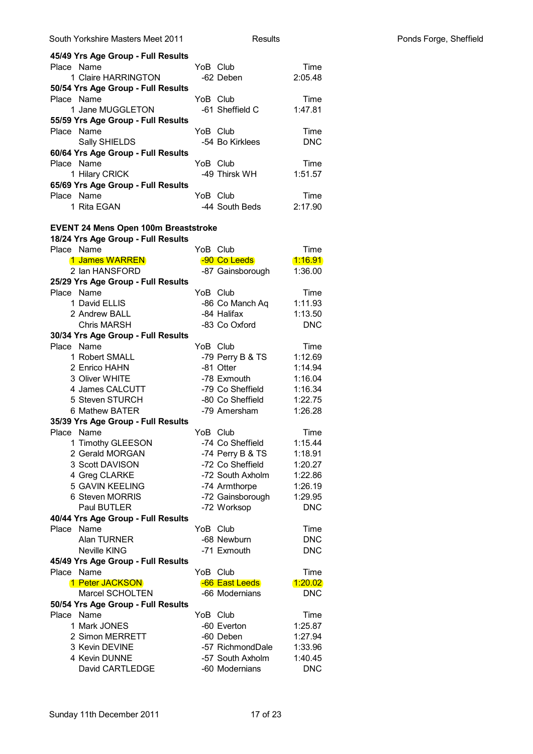**45/49 Yrs Age Group - Full Results**

| Place | Name | YoB | Club | Time |
|---|---|---|---|---|
| 1 | Claire HARRINGTON | -62 | Deben | 2:05.48 |

**50/54 Yrs Age Group - Full Results**

| Place | Name | YoB | Club | Time |
|---|---|---|---|---|
| 1 | Jane MUGGLETON | -61 | Sheffield C | 1:47.81 |

**55/59 Yrs Age Group - Full Results**

| Place | Name | YoB | Club | Time |
|---|---|---|---|---|
| | Sally SHIELDS | -54 | Bo Kirklees | DNC |

**60/64 Yrs Age Group - Full Results**

| Place | Name | YoB | Club | Time |
|---|---|---|---|---|
| 1 | Hilary CRICK | -49 | Thirsk WH | 1:51.57 |

**65/69 Yrs Age Group - Full Results**

| Place | Name | YoB | Club | Time |
|---|---|---|---|---|
| 1 | Rita EGAN | -44 | South Beds | 2:17.90 |

## EVENT 24 Mens Open 100m Breaststroke

**18/24 Yrs Age Group - Full Results**

| Place | Name | YoB | Club | Time |
|---|---|---|---|---|
| 1 | James WARREN | -90 | Co Leeds | 1:16.91 |
| 2 | Ian HANSFORD | -87 | Gainsborough | 1:36.00 |

**25/29 Yrs Age Group - Full Results**

| Place | Name | YoB | Club | Time |
|---|---|---|---|---|
| 1 | David ELLIS | -86 | Co Manch Aq | 1:11.93 |
| 2 | Andrew BALL | -84 | Halifax | 1:13.50 |
| | Chris MARSH | -83 | Co Oxford | DNC |

**30/34 Yrs Age Group - Full Results**

| Place | Name | YoB | Club | Time |
|---|---|---|---|---|
| 1 | Robert SMALL | -79 | Perry B & TS | 1:12.69 |
| 2 | Enrico HAHN | -81 | Otter | 1:14.94 |
| 3 | Oliver WHITE | -78 | Exmouth | 1:16.04 |
| 4 | James CALCUTT | -79 | Co Sheffield | 1:16.34 |
| 5 | Steven STURCH | -80 | Co Sheffield | 1:22.75 |
| 6 | Mathew BATER | -79 | Amersham | 1:26.28 |

**35/39 Yrs Age Group - Full Results**

| Place | Name | YoB | Club | Time |
|---|---|---|---|---|
| 1 | Timothy GLEESON | -74 | Co Sheffield | 1:15.44 |
| 2 | Gerald MORGAN | -74 | Perry B & TS | 1:18.91 |
| 3 | Scott DAVISON | -72 | Co Sheffield | 1:20.27 |
| 4 | Greg CLARKE | -72 | South Axholm | 1:22.86 |
| 5 | GAVIN KEELING | -74 | Armthorpe | 1:26.19 |
| 6 | Steven MORRIS | -72 | Gainsborough | 1:29.95 |
| | Paul BUTLER | -72 | Worksop | DNC |

**40/44 Yrs Age Group - Full Results**

| Place | Name | YoB | Club | Time |
|---|---|---|---|---|
| | Alan TURNER | -68 | Newburn | DNC |
| | Neville KING | -71 | Exmouth | DNC |

**45/49 Yrs Age Group - Full Results**

| Place | Name | YoB | Club | Time |
|---|---|---|---|---|
| 1 | Peter JACKSON | -66 | East Leeds | 1:20.02 |
| | Marcel SCHOLTEN | -66 | Modernians | DNC |

**50/54 Yrs Age Group - Full Results**

| Place | Name | YoB | Club | Time |
|---|---|---|---|---|
| 1 | Mark JONES | -60 | Everton | 1:25.87 |
| 2 | Simon MERRETT | -60 | Deben | 1:27.94 |
| 3 | Kevin DEVINE | -57 | RichmondDale | 1:33.96 |
| 4 | Kevin DUNNE | -57 | South Axholm | 1:40.45 |
| | David CARTLEDGE | -60 | Modernians | DNC |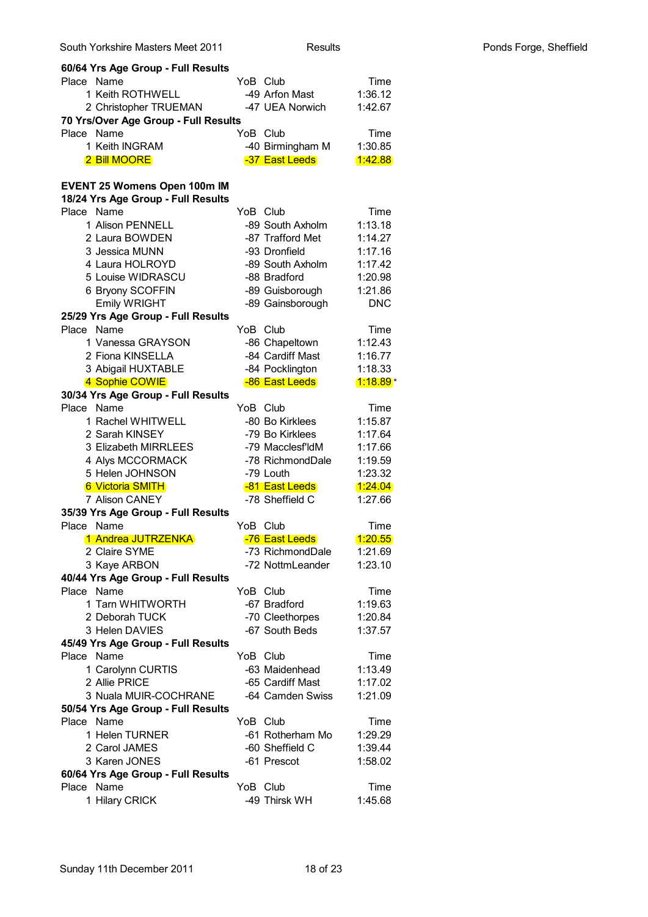**60/64 Yrs Age Group - Full Results**

| Place | Name | YoB | Club | Time |
|---|---|---|---|---|
| 1 | Keith ROTHWELL | -49 | Arfon Mast | 1:36.12 |
| 2 | Christopher TRUEMAN | -47 | UEA Norwich | 1:42.67 |

**70 Yrs/Over Age Group - Full Results**

| Place | Name | YoB | Club | Time |
|---|---|---|---|---|
| 1 | Keith INGRAM | -40 | Birmingham M | 1:30.85 |
| 2 | Bill MOORE | -37 | East Leeds | 1:42.88 |

## EVENT 25 Womens Open 100m IM

**18/24 Yrs Age Group - Full Results**

| Place | Name | YoB | Club | Time |
|---|---|---|---|---|
| 1 | Alison PENNELL | -89 | South Axholm | 1:13.18 |
| 2 | Laura BOWDEN | -87 | Trafford Met | 1:14.27 |
| 3 | Jessica MUNN | -93 | Dronfield | 1:17.16 |
| 4 | Laura HOLROYD | -89 | South Axholm | 1:17.42 |
| 5 | Louise WIDRASCU | -88 | Bradford | 1:20.98 |
| 6 | Bryony SCOFFIN | -89 | Guisborough | 1:21.86 |
| | Emily WRIGHT | -89 | Gainsborough | DNC |

**25/29 Yrs Age Group - Full Results**

| Place | Name | YoB | Club | Time |
|---|---|---|---|---|
| 1 | Vanessa GRAYSON | -86 | Chapeltown | 1:12.43 |
| 2 | Fiona KINSELLA | -84 | Cardiff Mast | 1:16.77 |
| 3 | Abigail HUXTABLE | -84 | Pocklington | 1:18.33 |
| 4 | Sophie COWIE | -86 | East Leeds | 1:18.89 * |

**30/34 Yrs Age Group - Full Results**

| Place | Name | YoB | Club | Time |
|---|---|---|---|---|
| 1 | Rachel WHITWELL | -80 | Bo Kirklees | 1:15.87 |
| 2 | Sarah KINSEY | -79 | Bo Kirklees | 1:17.64 |
| 3 | Elizabeth MIRRLEES | -79 | Macclesf'ldM | 1:17.66 |
| 4 | Alys MCCORMACK | -78 | RichmondDale | 1:19.59 |
| 5 | Helen JOHNSON | -79 | Louth | 1:23.32 |
| 6 | Victoria SMITH | -81 | East Leeds | 1:24.04 |
| 7 | Alison CANEY | -78 | Sheffield C | 1:27.66 |

**35/39 Yrs Age Group - Full Results**

| Place | Name | YoB | Club | Time |
|---|---|---|---|---|
| 1 | Andrea JUTRZENKA | -76 | East Leeds | 1:20.55 |
| 2 | Claire SYME | -73 | RichmondDale | 1:21.69 |
| 3 | Kaye ARBON | -72 | NottmLeander | 1:23.10 |

**40/44 Yrs Age Group - Full Results**

| Place | Name | YoB | Club | Time |
|---|---|---|---|---|
| 1 | Tarn WHITWORTH | -67 | Bradford | 1:19.63 |
| 2 | Deborah TUCK | -70 | Cleethorpes | 1:20.84 |
| 3 | Helen DAVIES | -67 | South Beds | 1:37.57 |

**45/49 Yrs Age Group - Full Results**

| Place | Name | YoB | Club | Time |
|---|---|---|---|---|
| 1 | Carolynn CURTIS | -63 | Maidenhead | 1:13.49 |
| 2 | Allie PRICE | -65 | Cardiff Mast | 1:17.02 |
| 3 | Nuala MUIR-COCHRANE | -64 | Camden Swiss | 1:21.09 |

**50/54 Yrs Age Group - Full Results**

| Place | Name | YoB | Club | Time |
|---|---|---|---|---|
| 1 | Helen TURNER | -61 | Rotherham Mo | 1:29.29 |
| 2 | Carol JAMES | -60 | Sheffield C | 1:39.44 |
| 3 | Karen JONES | -61 | Prescot | 1:58.02 |

**60/64 Yrs Age Group - Full Results**

| Place | Name | YoB | Club | Time |
|---|---|---|---|---|
| 1 | Hilary CRICK | -49 | Thirsk WH | 1:45.68 |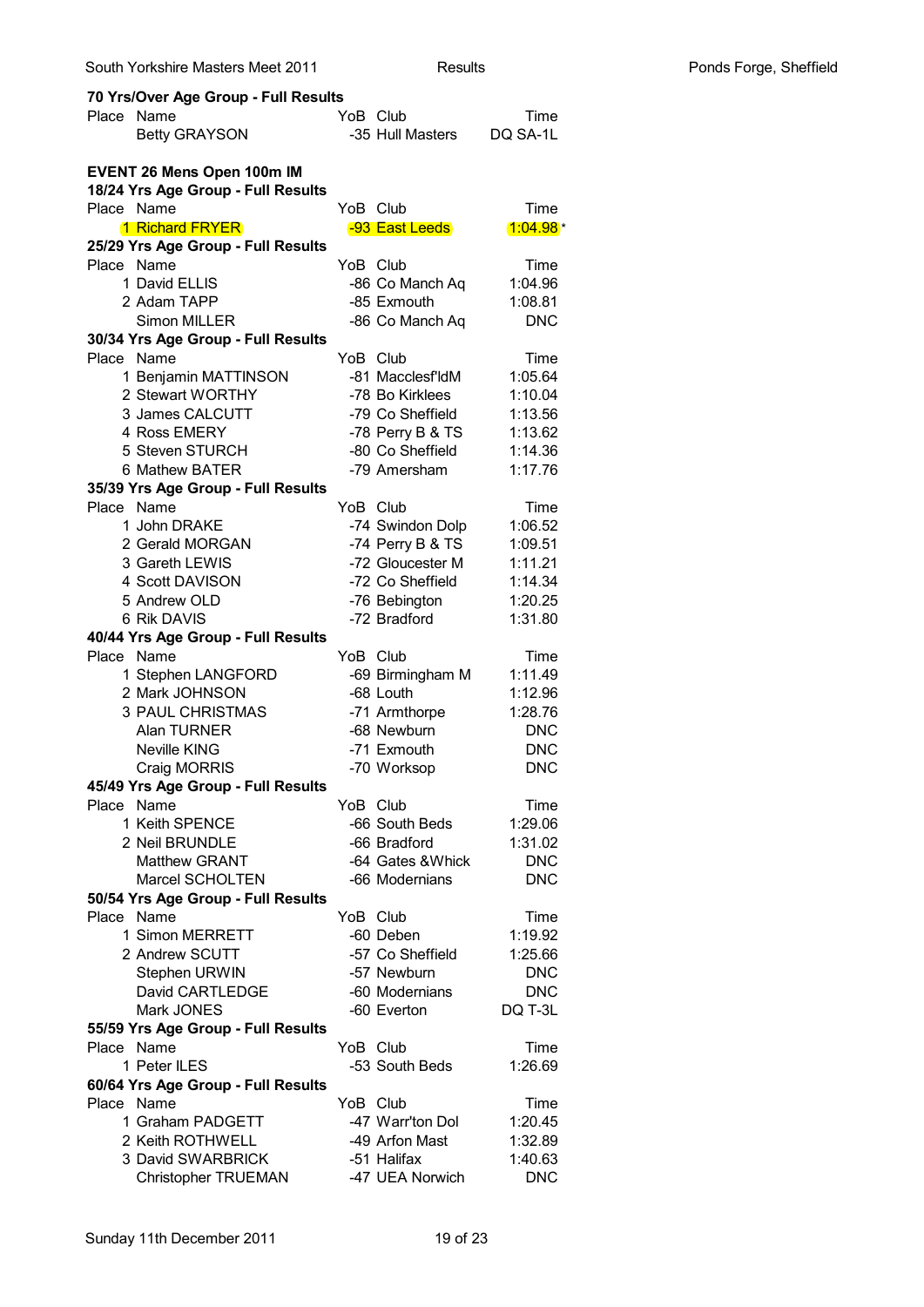**70 Yrs/Over Age Group - Full Results**

| Place | Name | YoB | Club | Time |
|---|---|---|---|---|
| | Betty GRAYSON | -35 | Hull Masters | DQ SA-1L |

**EVENT 26 Mens Open 100m IM**

**18/24 Yrs Age Group - Full Results**

| Place | Name | YoB | Club | Time |
|---|---|---|---|---|
| 1 | Richard FRYER | -93 | East Leeds | 1:04.98 * |

**25/29 Yrs Age Group - Full Results**

| Place | Name | YoB | Club | Time |
|---|---|---|---|---|
| 1 | David ELLIS | -86 | Co Manch Aq | 1:04.96 |
| 2 | Adam TAPP | -85 | Exmouth | 1:08.81 |
| | Simon MILLER | -86 | Co Manch Aq | DNC |

**30/34 Yrs Age Group - Full Results**

| Place | Name | YoB | Club | Time |
|---|---|---|---|---|
| 1 | Benjamin MATTINSON | -81 | Macclesf'ldM | 1:05.64 |
| 2 | Stewart WORTHY | -78 | Bo Kirklees | 1:10.04 |
| 3 | James CALCUTT | -79 | Co Sheffield | 1:13.56 |
| 4 | Ross EMERY | -78 | Perry B & TS | 1:13.62 |
| 5 | Steven STURCH | -80 | Co Sheffield | 1:14.36 |
| 6 | Mathew BATER | -79 | Amersham | 1:17.76 |

**35/39 Yrs Age Group - Full Results**

| Place | Name | YoB | Club | Time |
|---|---|---|---|---|
| 1 | John DRAKE | -74 | Swindon Dolp | 1:06.52 |
| 2 | Gerald MORGAN | -74 | Perry B & TS | 1:09.51 |
| 3 | Gareth LEWIS | -72 | Gloucester M | 1:11.21 |
| 4 | Scott DAVISON | -72 | Co Sheffield | 1:14.34 |
| 5 | Andrew OLD | -76 | Bebington | 1:20.25 |
| 6 | Rik DAVIS | -72 | Bradford | 1:31.80 |

**40/44 Yrs Age Group - Full Results**

| Place | Name | YoB | Club | Time |
|---|---|---|---|---|
| 1 | Stephen LANGFORD | -69 | Birmingham M | 1:11.49 |
| 2 | Mark JOHNSON | -68 | Louth | 1:12.96 |
| 3 | PAUL CHRISTMAS | -71 | Armthorpe | 1:28.76 |
| | Alan TURNER | -68 | Newburn | DNC |
| | Neville KING | -71 | Exmouth | DNC |
| | Craig MORRIS | -70 | Worksop | DNC |

**45/49 Yrs Age Group - Full Results**

| Place | Name | YoB | Club | Time |
|---|---|---|---|---|
| 1 | Keith SPENCE | -66 | South Beds | 1:29.06 |
| 2 | Neil BRUNDLE | -66 | Bradford | 1:31.02 |
| | Matthew GRANT | -64 | Gates &Whick | DNC |
| | Marcel SCHOLTEN | -66 | Modernians | DNC |

**50/54 Yrs Age Group - Full Results**

| Place | Name | YoB | Club | Time |
|---|---|---|---|---|
| 1 | Simon MERRETT | -60 | Deben | 1:19.92 |
| 2 | Andrew SCUTT | -57 | Co Sheffield | 1:25.66 |
| | Stephen URWIN | -57 | Newburn | DNC |
| | David CARTLEDGE | -60 | Modernians | DNC |
| | Mark JONES | -60 | Everton | DQ T-3L |

**55/59 Yrs Age Group - Full Results**

| Place | Name | YoB | Club | Time |
|---|---|---|---|---|
| 1 | Peter ILES | -53 | South Beds | 1:26.69 |

**60/64 Yrs Age Group - Full Results**

| Place | Name | YoB | Club | Time |
|---|---|---|---|---|
| 1 | Graham PADGETT | -47 | Warr'ton Dol | 1:20.45 |
| 2 | Keith ROTHWELL | -49 | Arfon Mast | 1:32.89 |
| 3 | David SWARBRICK | -51 | Halifax | 1:40.63 |
| | Christopher TRUEMAN | -47 | UEA Norwich | DNC |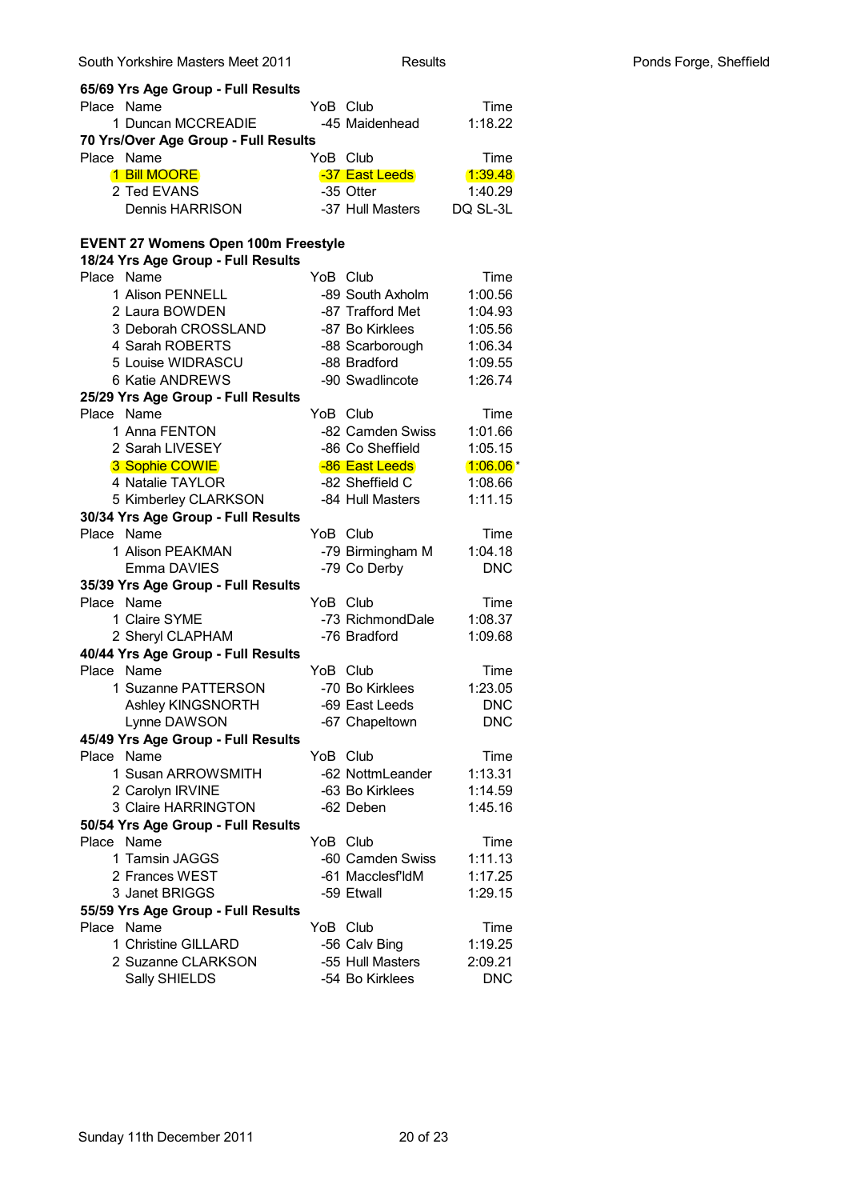**65/69 Yrs Age Group - Full Results**

| Place | Name | YoB | Club | Time |
|---|---|---|---|---|
| 1 | Duncan MCCREADIE | -45 | Maidenhead | 1:18.22 |

**70 Yrs/Over Age Group - Full Results**

| Place | Name | YoB | Club | Time |
|---|---|---|---|---|
| 1 | Bill MOORE | -37 | East Leeds | 1:39.48 |
| 2 | Ted EVANS | -35 | Otter | 1:40.29 |
| | Dennis HARRISON | -37 | Hull Masters | DQ SL-3L |

**EVENT 27 Womens Open 100m Freestyle**

**18/24 Yrs Age Group - Full Results**

| Place | Name | YoB | Club | Time |
|---|---|---|---|---|
| 1 | Alison PENNELL | -89 | South Axholm | 1:00.56 |
| 2 | Laura BOWDEN | -87 | Trafford Met | 1:04.93 |
| 3 | Deborah CROSSLAND | -87 | Bo Kirklees | 1:05.56 |
| 4 | Sarah ROBERTS | -88 | Scarborough | 1:06.34 |
| 5 | Louise WIDRASCU | -88 | Bradford | 1:09.55 |
| 6 | Katie ANDREWS | -90 | Swadlincote | 1:26.74 |

**25/29 Yrs Age Group - Full Results**

| Place | Name | YoB | Club | Time |
|---|---|---|---|---|
| 1 | Anna FENTON | -82 | Camden Swiss | 1:01.66 |
| 2 | Sarah LIVESEY | -86 | Co Sheffield | 1:05.15 |
| 3 | Sophie COWIE | -86 | East Leeds | 1:06.06 * |
| 4 | Natalie TAYLOR | -82 | Sheffield C | 1:08.66 |
| 5 | Kimberley CLARKSON | -84 | Hull Masters | 1:11.15 |

**30/34 Yrs Age Group - Full Results**

| Place | Name | YoB | Club | Time |
|---|---|---|---|---|
| 1 | Alison PEAKMAN | -79 | Birmingham M | 1:04.18 |
| | Emma DAVIES | -79 | Co Derby | DNC |

**35/39 Yrs Age Group - Full Results**

| Place | Name | YoB | Club | Time |
|---|---|---|---|---|
| 1 | Claire SYME | -73 | RichmondDale | 1:08.37 |
| 2 | Sheryl CLAPHAM | -76 | Bradford | 1:09.68 |

**40/44 Yrs Age Group - Full Results**

| Place | Name | YoB | Club | Time |
|---|---|---|---|---|
| 1 | Suzanne PATTERSON | -70 | Bo Kirklees | 1:23.05 |
| | Ashley KINGSNORTH | -69 | East Leeds | DNC |
| | Lynne DAWSON | -67 | Chapeltown | DNC |

**45/49 Yrs Age Group - Full Results**

| Place | Name | YoB | Club | Time |
|---|---|---|---|---|
| 1 | Susan ARROWSMITH | -62 | NottmLeander | 1:13.31 |
| 2 | Carolyn IRVINE | -63 | Bo Kirklees | 1:14.59 |
| 3 | Claire HARRINGTON | -62 | Deben | 1:45.16 |

**50/54 Yrs Age Group - Full Results**

| Place | Name | YoB | Club | Time |
|---|---|---|---|---|
| 1 | Tamsin JAGGS | -60 | Camden Swiss | 1:11.13 |
| 2 | Frances WEST | -61 | Macclesf'ldM | 1:17.25 |
| 3 | Janet BRIGGS | -59 | Etwall | 1:29.15 |

**55/59 Yrs Age Group - Full Results**

| Place | Name | YoB | Club | Time |
|---|---|---|---|---|
| 1 | Christine GILLARD | -56 | Calv Bing | 1:19.25 |
| 2 | Suzanne CLARKSON | -55 | Hull Masters | 2:09.21 |
| | Sally SHIELDS | -54 | Bo Kirklees | DNC |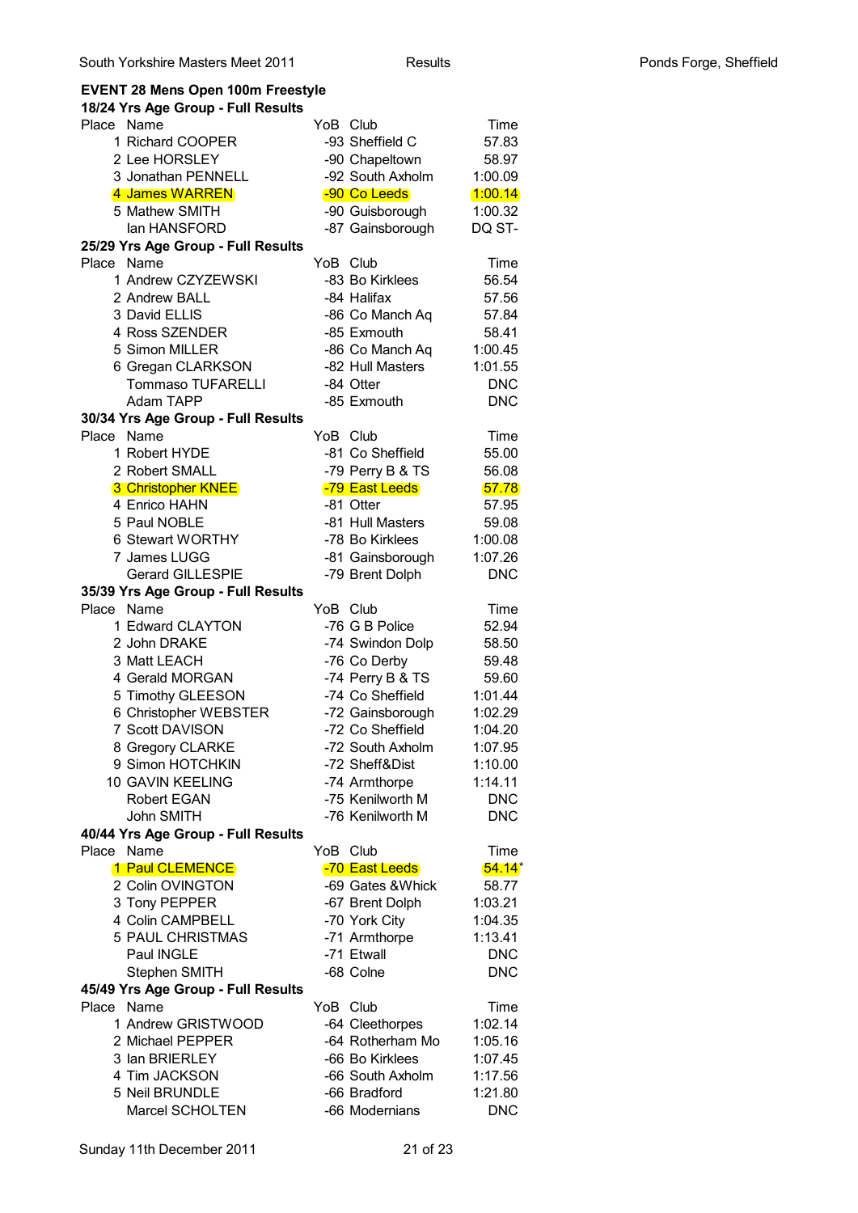## EVENT 28 Mens Open 100m Freestyle

### 18/24 Yrs Age Group - Full Results

| Place | Name | YoB | Club | Time |
|---|---|---|---|---|
| 1 | Richard COOPER | -93 | Sheffield C | 57.83 |
| 2 | Lee HORSLEY | -90 | Chapeltown | 58.97 |
| 3 | Jonathan PENNELL | -92 | South Axholm | 1:00.09 |
| 4 | James WARREN | -90 | Co Leeds | 1:00.14 |
| 5 | Mathew SMITH | -90 | Guisborough | 1:00.32 |
| | Ian HANSFORD | -87 | Gainsborough | DQ ST- |

### 25/29 Yrs Age Group - Full Results

| Place | Name | YoB | Club | Time |
|---|---|---|---|---|
| 1 | Andrew CZYZEWSKI | -83 | Bo Kirklees | 56.54 |
| 2 | Andrew BALL | -84 | Halifax | 57.56 |
| 3 | David ELLIS | -86 | Co Manch Aq | 57.84 |
| 4 | Ross SZENDER | -85 | Exmouth | 58.41 |
| 5 | Simon MILLER | -86 | Co Manch Aq | 1:00.45 |
| 6 | Gregan CLARKSON | -82 | Hull Masters | 1:01.55 |
| | Tommaso TUFARELLI | -84 | Otter | DNC |
| | Adam TAPP | -85 | Exmouth | DNC |

### 30/34 Yrs Age Group - Full Results

| Place | Name | YoB | Club | Time |
|---|---|---|---|---|
| 1 | Robert HYDE | -81 | Co Sheffield | 55.00 |
| 2 | Robert SMALL | -79 | Perry B & TS | 56.08 |
| 3 | Christopher KNEE | -79 | East Leeds | 57.78 |
| 4 | Enrico HAHN | -81 | Otter | 57.95 |
| 5 | Paul NOBLE | -81 | Hull Masters | 59.08 |
| 6 | Stewart WORTHY | -78 | Bo Kirklees | 1:00.08 |
| 7 | James LUGG | -81 | Gainsborough | 1:07.26 |
| | Gerard GILLESPIE | -79 | Brent Dolph | DNC |

### 35/39 Yrs Age Group - Full Results

| Place | Name | YoB | Club | Time |
|---|---|---|---|---|
| 1 | Edward CLAYTON | -76 | G B Police | 52.94 |
| 2 | John DRAKE | -74 | Swindon Dolp | 58.50 |
| 3 | Matt LEACH | -76 | Co Derby | 59.48 |
| 4 | Gerald MORGAN | -74 | Perry B & TS | 59.60 |
| 5 | Timothy GLEESON | -74 | Co Sheffield | 1:01.44 |
| 6 | Christopher WEBSTER | -72 | Gainsborough | 1:02.29 |
| 7 | Scott DAVISON | -72 | Co Sheffield | 1:04.20 |
| 8 | Gregory CLARKE | -72 | South Axholm | 1:07.95 |
| 9 | Simon HOTCHKIN | -72 | Sheff&Dist | 1:10.00 |
| 10 | GAVIN KEELING | -74 | Armthorpe | 1:14.11 |
| | Robert EGAN | -75 | Kenilworth M | DNC |
| | John SMITH | -76 | Kenilworth M | DNC |

### 40/44 Yrs Age Group - Full Results

| Place | Name | YoB | Club | Time |
|---|---|---|---|---|
| 1 | Paul CLEMENCE | -70 | East Leeds | 54.14* |
| 2 | Colin OVINGTON | -69 | Gates &Whick | 58.77 |
| 3 | Tony PEPPER | -67 | Brent Dolph | 1:03.21 |
| 4 | Colin CAMPBELL | -70 | York City | 1:04.35 |
| 5 | PAUL CHRISTMAS | -71 | Armthorpe | 1:13.41 |
| | Paul INGLE | -71 | Etwall | DNC |
| | Stephen SMITH | -68 | Colne | DNC |

### 45/49 Yrs Age Group - Full Results

| Place | Name | YoB | Club | Time |
|---|---|---|---|---|
| 1 | Andrew GRISTWOOD | -64 | Cleethorpes | 1:02.14 |
| 2 | Michael PEPPER | -64 | Rotherham Mo | 1:05.16 |
| 3 | Ian BRIERLEY | -66 | Bo Kirklees | 1:07.45 |
| 4 | Tim JACKSON | -66 | South Axholm | 1:17.56 |
| 5 | Neil BRUNDLE | -66 | Bradford | 1:21.80 |
| | Marcel SCHOLTEN | -66 | Modernians | DNC |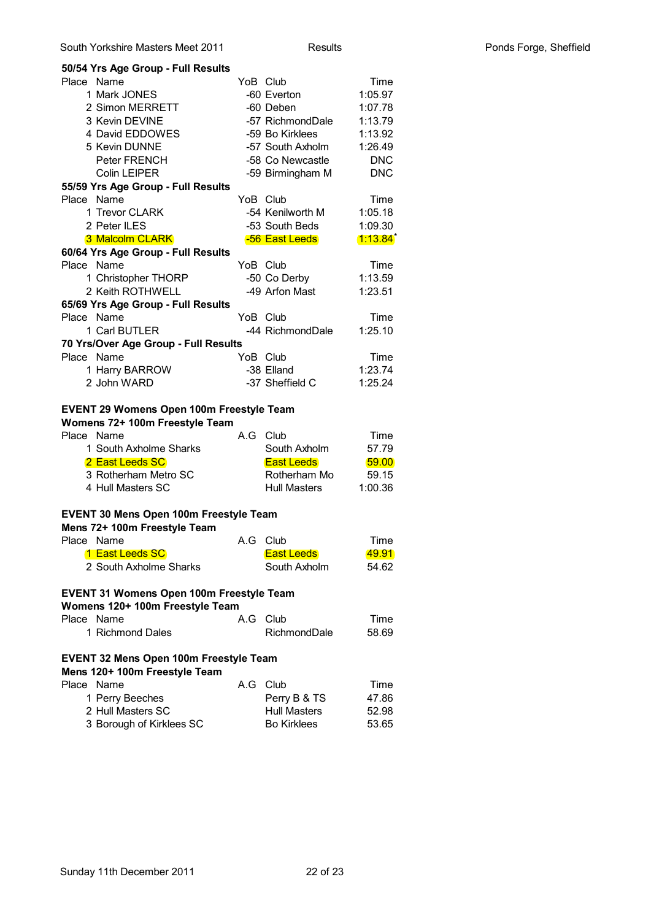### 50/54 Yrs Age Group - Full Results

| Place | Name | YoB | Club | Time |
|---|---|---|---|---|
| 1 | Mark JONES | -60 | Everton | 1:05.97 |
| 2 | Simon MERRETT | -60 | Deben | 1:07.78 |
| 3 | Kevin DEVINE | -57 | RichmondDale | 1:13.79 |
| 4 | David EDDOWES | -59 | Bo Kirklees | 1:13.92 |
| 5 | Kevin DUNNE | -57 | South Axholm | 1:26.49 |
| | Peter FRENCH | -58 | Co Newcastle | DNC |
| | Colin LEIPER | -59 | Birmingham M | DNC |

### 55/59 Yrs Age Group - Full Results

| Place | Name | YoB | Club | Time |
|---|---|---|---|---|
| 1 | Trevor CLARK | -54 | Kenilworth M | 1:05.18 |
| 2 | Peter ILES | -53 | South Beds | 1:09.30 |
| 3 | Malcolm CLARK | -56 | East Leeds | 1:13.84* |

### 60/64 Yrs Age Group - Full Results

| Place | Name | YoB | Club | Time |
|---|---|---|---|---|
| 1 | Christopher THORP | -50 | Co Derby | 1:13.59 |
| 2 | Keith ROTHWELL | -49 | Arfon Mast | 1:23.51 |

### 65/69 Yrs Age Group - Full Results

| Place | Name | YoB | Club | Time |
|---|---|---|---|---|
| 1 | Carl BUTLER | -44 | RichmondDale | 1:25.10 |

### 70 Yrs/Over Age Group - Full Results

| Place | Name | YoB | Club | Time |
|---|---|---|---|---|
| 1 | Harry BARROW | -38 | Elland | 1:23.74 |
| 2 | John WARD | -37 | Sheffield C | 1:25.24 |

### EVENT 29 Womens Open 100m Freestyle Team

**Womens 72+ 100m Freestyle Team**

| Place | Name | A.G | Club | Time |
|---|---|---|---|---|
| 1 | South Axholme Sharks | | South Axholm | 57.79 |
| 2 | East Leeds SC | | East Leeds | 59.00 |
| 3 | Rotherham Metro SC | | Rotherham Mo | 59.15 |
| 4 | Hull Masters SC | | Hull Masters | 1:00.36 |

### EVENT 30 Mens Open 100m Freestyle Team

**Mens 72+ 100m Freestyle Team**

| Place | Name | A.G | Club | Time |
|---|---|---|---|---|
| 1 | East Leeds SC | | East Leeds | 49.91 |
| 2 | South Axholme Sharks | | South Axholm | 54.62 |

### EVENT 31 Womens Open 100m Freestyle Team

**Womens 120+ 100m Freestyle Team**

| Place | Name | A.G | Club | Time |
|---|---|---|---|---|
| 1 | Richmond Dales | | RichmondDale | 58.69 |

### EVENT 32 Mens Open 100m Freestyle Team

**Mens 120+ 100m Freestyle Team**

| Place | Name | A.G | Club | Time |
|---|---|---|---|---|
| 1 | Perry Beeches | | Perry B & TS | 47.86 |
| 2 | Hull Masters SC | | Hull Masters | 52.98 |
| 3 | Borough of Kirklees SC | | Bo Kirklees | 53.65 |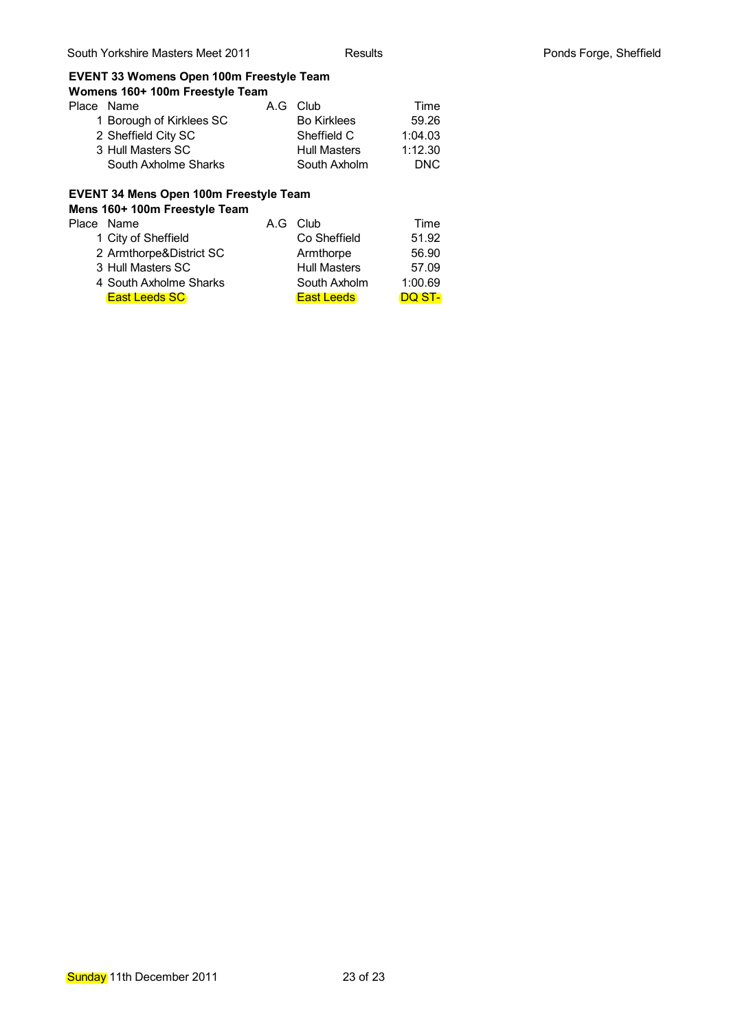### EVENT 33 Womens Open 100m Freestyle Team

**Womens 160+ 100m Freestyle Team**

| Place | Name | A.G | Club | Time |
|---|---|---|---|---|
| 1 | Borough of Kirklees SC | | Bo Kirklees | 59.26 |
| 2 | Sheffield City SC | | Sheffield C | 1:04.03 |
| 3 | Hull Masters SC | | Hull Masters | 1:12.30 |
| | South Axholme Sharks | | South Axholm | DNC |

### EVENT 34 Mens Open 100m Freestyle Team

**Mens 160+ 100m Freestyle Team**

| Place | Name | A.G | Club | Time |
|---|---|---|---|---|
| 1 | City of Sheffield | | Co Sheffield | 51.92 |
| 2 | Armthorpe&District SC | | Armthorpe | 56.90 |
| 3 | Hull Masters SC | | Hull Masters | 57.09 |
| 4 | South Axholme Sharks | | South Axholm | 1:00.69 |
| | East Leeds SC | | East Leeds | DQ ST- |